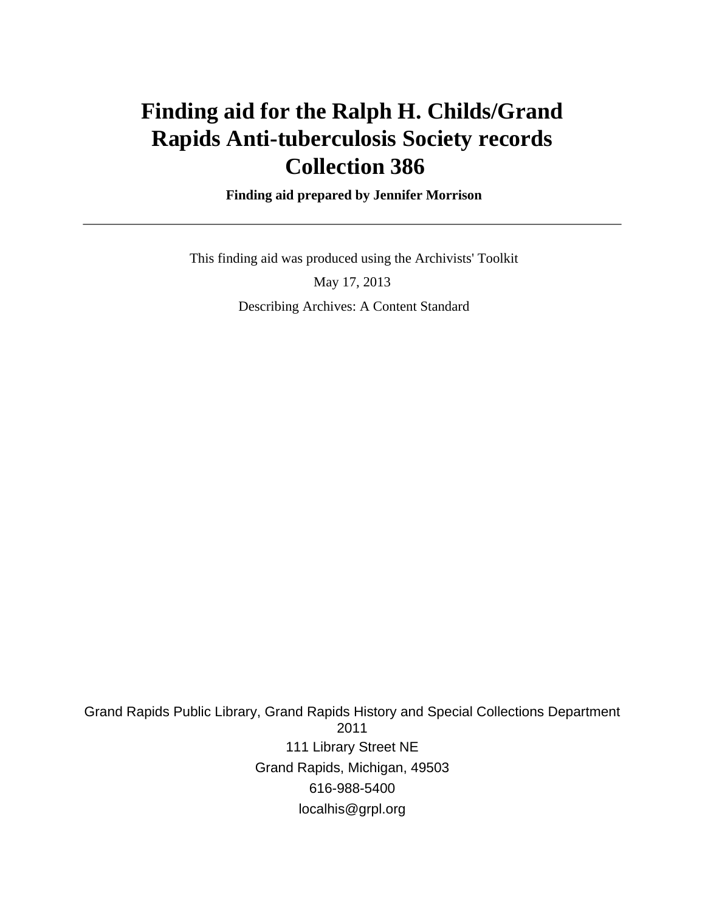# Finding aid for the Ralph H. Childs/Grand Rapids Anti-tuberculosis Society records Collection 386

**Finding aid prepared by Jennifer Morrison**

---

This finding aid was produced using the Archivists' Toolkit

May 17, 2013

Describing Archives: A Content Standard

Grand Rapids Public Library, Grand Rapids History and Special Collections Department
2011

111 Library Street NE

Grand Rapids, Michigan, 49503

616-988-5400

localhis@grpl.org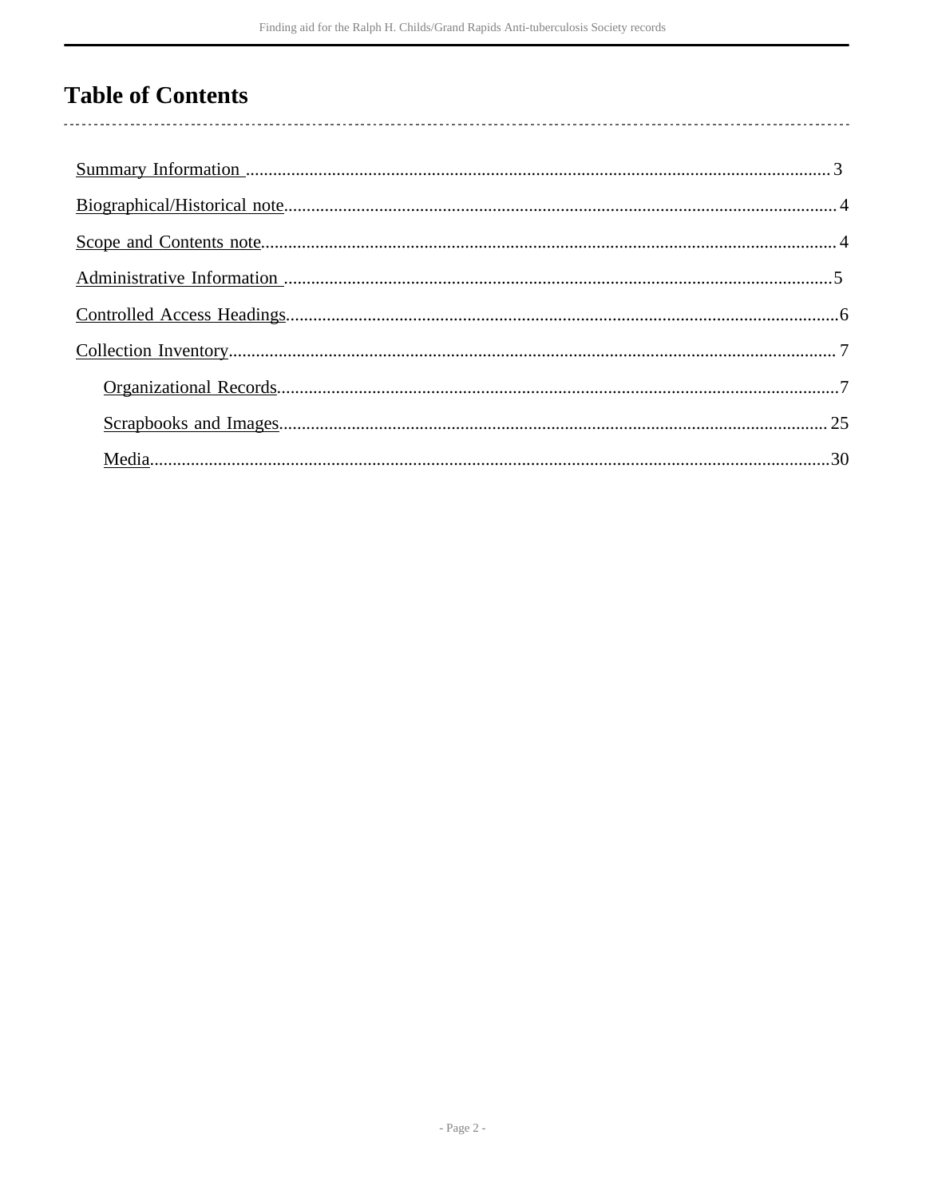# Table of Contents

- Summary Information ..................................................... 3
- Biographical/Historical note ........................................... 4
- Scope and Contents note ................................................ 4
- Administrative Information ............................................. 5
- Controlled Access Headings ............................................. 6
- Collection Inventory ................................................... 7
  - Organizational Records ............................................... 7
  - Scrapbooks and Images ................................................ 25
  - Media ................................................................ 30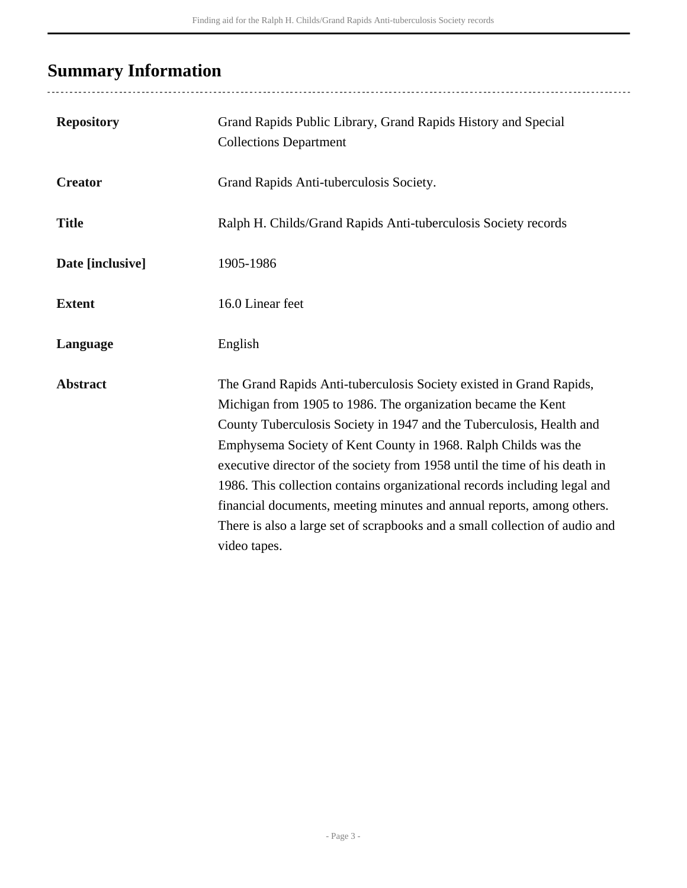## Summary Information

| | |
|---|---|
| **Repository** | Grand Rapids Public Library, Grand Rapids History and Special Collections Department |
| **Creator** | Grand Rapids Anti-tuberculosis Society. |
| **Title** | Ralph H. Childs/Grand Rapids Anti-tuberculosis Society records |
| **Date [inclusive]** | 1905-1986 |
| **Extent** | 16.0 Linear feet |
| **Language** | English |
| **Abstract** | The Grand Rapids Anti-tuberculosis Society existed in Grand Rapids, Michigan from 1905 to 1986. The organization became the Kent County Tuberculosis Society in 1947 and the Tuberculosis, Health and Emphysema Society of Kent County in 1968. Ralph Childs was the executive director of the society from 1958 until the time of his death in 1986. This collection contains organizational records including legal and financial documents, meeting minutes and annual reports, among others. There is also a large set of scrapbooks and a small collection of audio and video tapes. |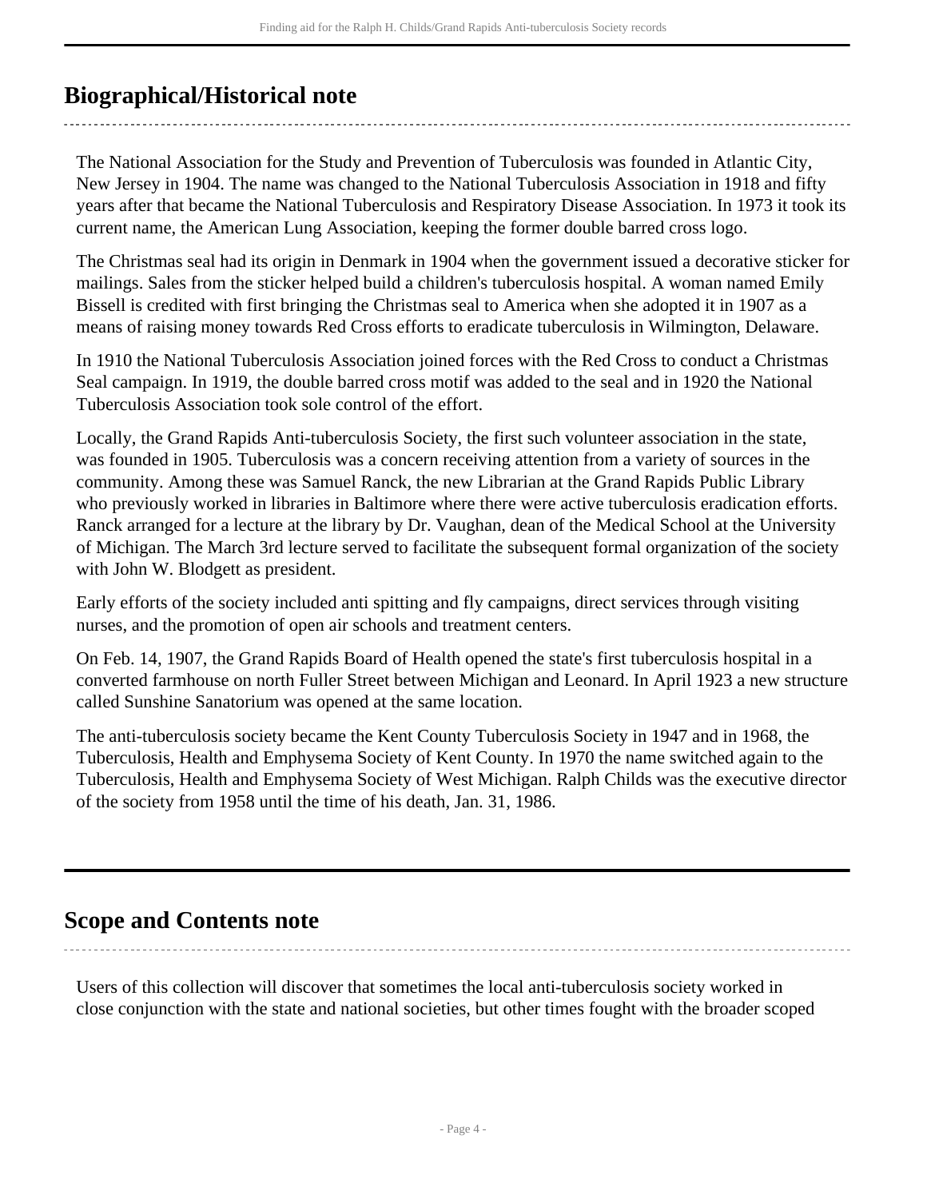## Biographical/Historical note

The National Association for the Study and Prevention of Tuberculosis was founded in Atlantic City, New Jersey in 1904. The name was changed to the National Tuberculosis Association in 1918 and fifty years after that became the National Tuberculosis and Respiratory Disease Association. In 1973 it took its current name, the American Lung Association, keeping the former double barred cross logo.

The Christmas seal had its origin in Denmark in 1904 when the government issued a decorative sticker for mailings. Sales from the sticker helped build a children's tuberculosis hospital. A woman named Emily Bissell is credited with first bringing the Christmas seal to America when she adopted it in 1907 as a means of raising money towards Red Cross efforts to eradicate tuberculosis in Wilmington, Delaware.

In 1910 the National Tuberculosis Association joined forces with the Red Cross to conduct a Christmas Seal campaign. In 1919, the double barred cross motif was added to the seal and in 1920 the National Tuberculosis Association took sole control of the effort.

Locally, the Grand Rapids Anti-tuberculosis Society, the first such volunteer association in the state, was founded in 1905. Tuberculosis was a concern receiving attention from a variety of sources in the community. Among these was Samuel Ranck, the new Librarian at the Grand Rapids Public Library who previously worked in libraries in Baltimore where there were active tuberculosis eradication efforts. Ranck arranged for a lecture at the library by Dr. Vaughan, dean of the Medical School at the University of Michigan. The March 3rd lecture served to facilitate the subsequent formal organization of the society with John W. Blodgett as president.

Early efforts of the society included anti spitting and fly campaigns, direct services through visiting nurses, and the promotion of open air schools and treatment centers.

On Feb. 14, 1907, the Grand Rapids Board of Health opened the state's first tuberculosis hospital in a converted farmhouse on north Fuller Street between Michigan and Leonard. In April 1923 a new structure called Sunshine Sanatorium was opened at the same location.

The anti-tuberculosis society became the Kent County Tuberculosis Society in 1947 and in 1968, the Tuberculosis, Health and Emphysema Society of Kent County. In 1970 the name switched again to the Tuberculosis, Health and Emphysema Society of West Michigan. Ralph Childs was the executive director of the society from 1958 until the time of his death, Jan. 31, 1986.

## Scope and Contents note

Users of this collection will discover that sometimes the local anti-tuberculosis society worked in close conjunction with the state and national societies, but other times fought with the broader scoped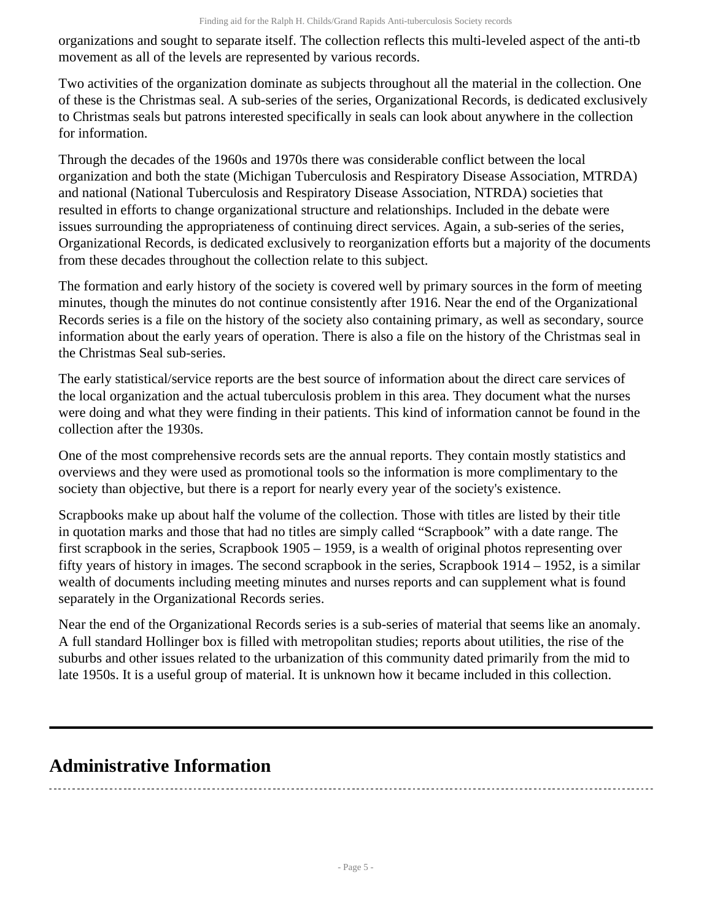organizations and sought to separate itself. The collection reflects this multi-leveled aspect of the anti-tb movement as all of the levels are represented by various records.

Two activities of the organization dominate as subjects throughout all the material in the collection. One of these is the Christmas seal. A sub-series of the series, Organizational Records, is dedicated exclusively to Christmas seals but patrons interested specifically in seals can look about anywhere in the collection for information.

Through the decades of the 1960s and 1970s there was considerable conflict between the local organization and both the state (Michigan Tuberculosis and Respiratory Disease Association, MTRDA) and national (National Tuberculosis and Respiratory Disease Association, NTRDA) societies that resulted in efforts to change organizational structure and relationships. Included in the debate were issues surrounding the appropriateness of continuing direct services. Again, a sub-series of the series, Organizational Records, is dedicated exclusively to reorganization efforts but a majority of the documents from these decades throughout the collection relate to this subject.

The formation and early history of the society is covered well by primary sources in the form of meeting minutes, though the minutes do not continue consistently after 1916. Near the end of the Organizational Records series is a file on the history of the society also containing primary, as well as secondary, source information about the early years of operation. There is also a file on the history of the Christmas seal in the Christmas Seal sub-series.

The early statistical/service reports are the best source of information about the direct care services of the local organization and the actual tuberculosis problem in this area. They document what the nurses were doing and what they were finding in their patients. This kind of information cannot be found in the collection after the 1930s.

One of the most comprehensive records sets are the annual reports. They contain mostly statistics and overviews and they were used as promotional tools so the information is more complimentary to the society than objective, but there is a report for nearly every year of the society's existence.

Scrapbooks make up about half the volume of the collection. Those with titles are listed by their title in quotation marks and those that had no titles are simply called “Scrapbook” with a date range. The first scrapbook in the series, Scrapbook 1905 – 1959, is a wealth of original photos representing over fifty years of history in images. The second scrapbook in the series, Scrapbook 1914 – 1952, is a similar wealth of documents including meeting minutes and nurses reports and can supplement what is found separately in the Organizational Records series.

Near the end of the Organizational Records series is a sub-series of material that seems like an anomaly. A full standard Hollinger box is filled with metropolitan studies; reports about utilities, the rise of the suburbs and other issues related to the urbanization of this community dated primarily from the mid to late 1950s. It is a useful group of material. It is unknown how it became included in this collection.

## Administrative Information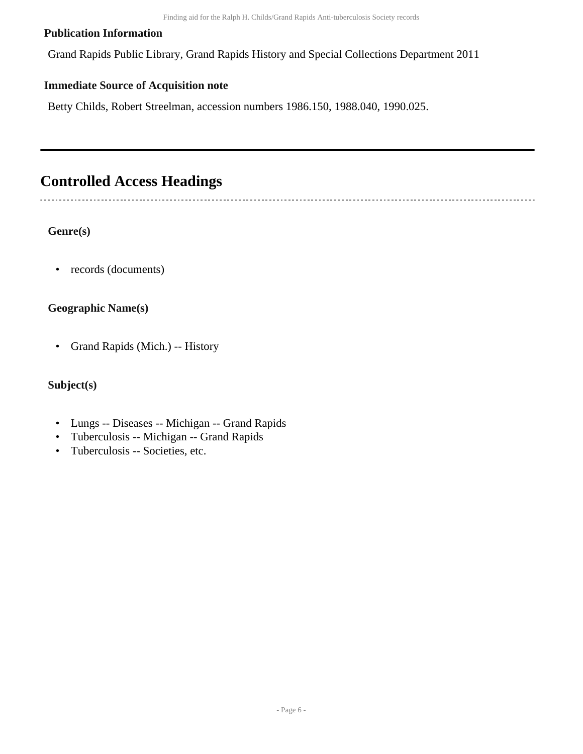**Publication Information**

Grand Rapids Public Library, Grand Rapids History and Special Collections Department 2011

**Immediate Source of Acquisition note**

Betty Childs, Robert Streelman, accession numbers 1986.150, 1988.040, 1990.025.

## Controlled Access Headings

**Genre(s)**

- records (documents)

**Geographic Name(s)**

- Grand Rapids (Mich.) -- History

**Subject(s)**

- Lungs -- Diseases -- Michigan -- Grand Rapids
- Tuberculosis -- Michigan -- Grand Rapids
- Tuberculosis -- Societies, etc.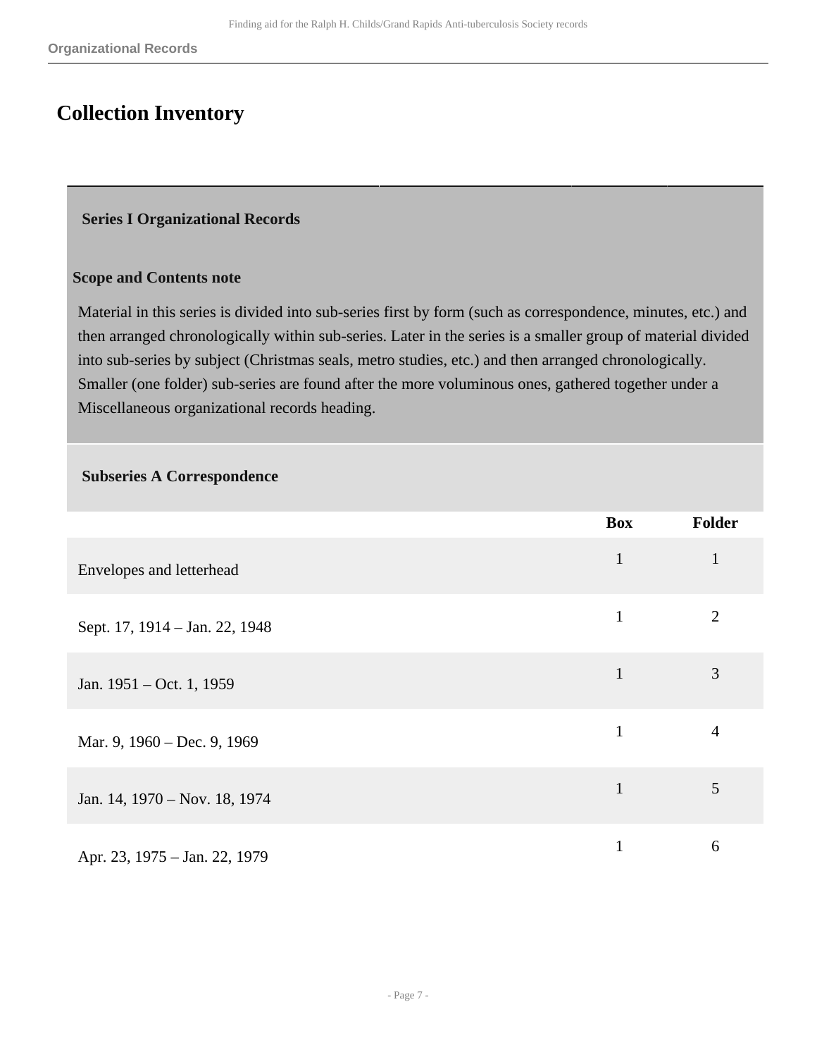# Collection Inventory

## Series I Organizational Records

### Scope and Contents note

Material in this series is divided into sub-series first by form (such as correspondence, minutes, etc.) and then arranged chronologically within sub-series. Later in the series is a smaller group of material divided into sub-series by subject (Christmas seals, metro studies, etc.) and then arranged chronologically. Smaller (one folder) sub-series are found after the more voluminous ones, gathered together under a Miscellaneous organizational records heading.

### Subseries A Correspondence

| | Box | Folder |
|---|---|---|
| Envelopes and letterhead | 1 | 1 |
| Sept. 17, 1914 – Jan. 22, 1948 | 1 | 2 |
| Jan. 1951 – Oct. 1, 1959 | 1 | 3 |
| Mar. 9, 1960 – Dec. 9, 1969 | 1 | 4 |
| Jan. 14, 1970 – Nov. 18, 1974 | 1 | 5 |
| Apr. 23, 1975 – Jan. 22, 1979 | 1 | 6 |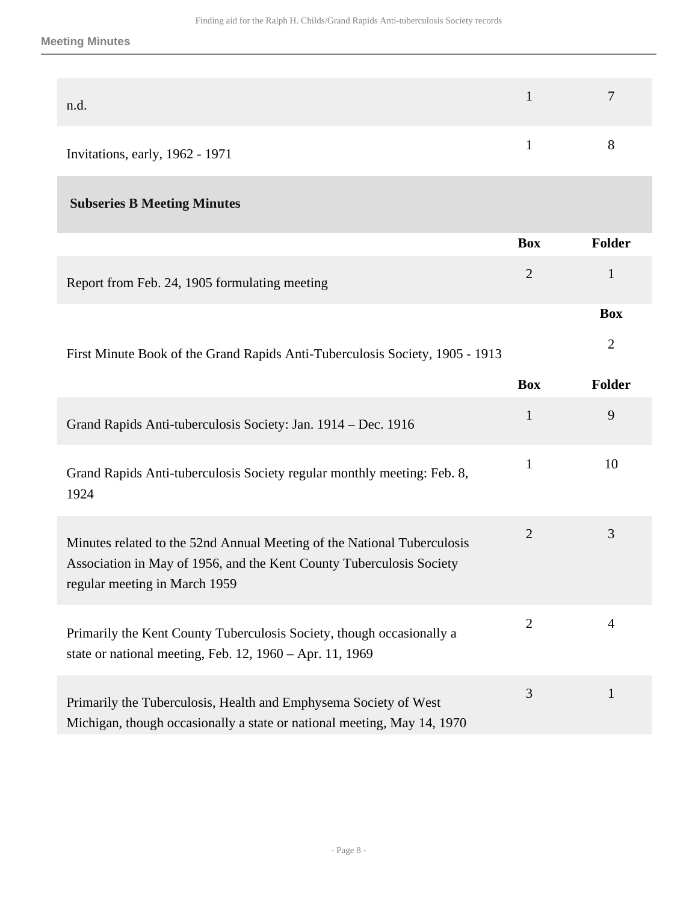| | Box | Folder |
|---|---|---|
| n.d. | 1 | 7 |
| Invitations, early, 1962 - 1971 | 1 | 8 |

### Subseries B Meeting Minutes

| | Box | Folder |
|---|---|---|
| Report from Feb. 24, 1905 formulating meeting | 2 | 1 |

| | Box |
|---|---|
| First Minute Book of the Grand Rapids Anti-Tuberculosis Society, 1905 - 1913 | 2 |

| | Box | Folder |
|---|---|---|
| Grand Rapids Anti-tuberculosis Society: Jan. 1914 – Dec. 1916 | 1 | 9 |
| Grand Rapids Anti-tuberculosis Society regular monthly meeting: Feb. 8, 1924 | 1 | 10 |
| Minutes related to the 52nd Annual Meeting of the National Tuberculosis Association in May of 1956, and the Kent County Tuberculosis Society regular meeting in March 1959 | 2 | 3 |
| Primarily the Kent County Tuberculosis Society, though occasionally a state or national meeting, Feb. 12, 1960 – Apr. 11, 1969 | 2 | 4 |
| Primarily the Tuberculosis, Health and Emphysema Society of West Michigan, though occasionally a state or national meeting, May 14, 1970 | 3 | 1 |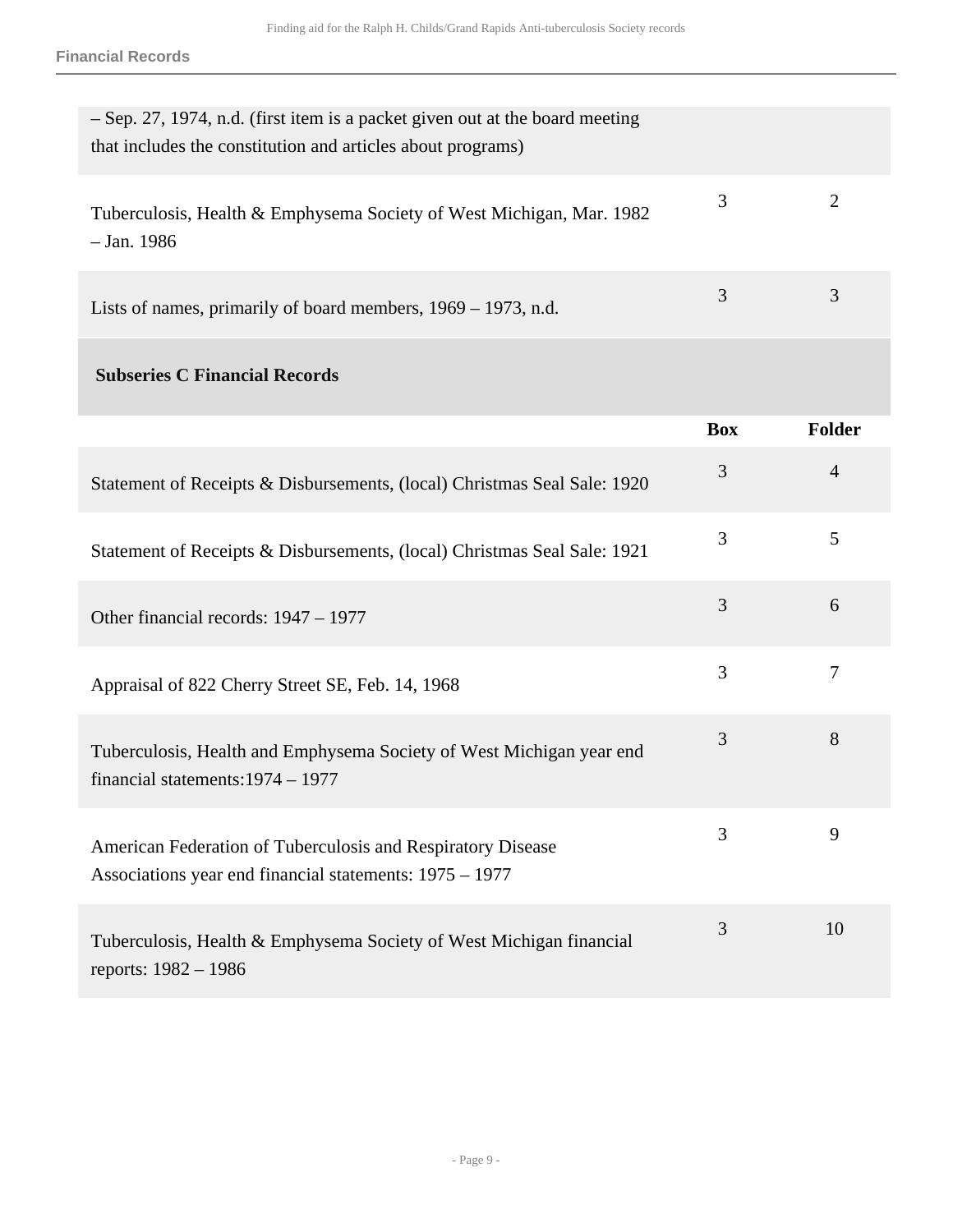| | | |
|---|---|---|
| – Sep. 27, 1974, n.d. (first item is a packet given out at the board meeting that includes the constitution and articles about programs) | | |
| Tuberculosis, Health & Emphysema Society of West Michigan, Mar. 1982 – Jan. 1986 | 3 | 2 |
| Lists of names, primarily of board members, 1969 – 1973, n.d. | 3 | 3 |

### Subseries C Financial Records

| | Box | Folder |
|---|---|---|
| Statement of Receipts & Disbursements, (local) Christmas Seal Sale: 1920 | 3 | 4 |
| Statement of Receipts & Disbursements, (local) Christmas Seal Sale: 1921 | 3 | 5 |
| Other financial records: 1947 – 1977 | 3 | 6 |
| Appraisal of 822 Cherry Street SE, Feb. 14, 1968 | 3 | 7 |
| Tuberculosis, Health and Emphysema Society of West Michigan year end financial statements:1974 – 1977 | 3 | 8 |
| American Federation of Tuberculosis and Respiratory Disease Associations year end financial statements: 1975 – 1977 | 3 | 9 |
| Tuberculosis, Health & Emphysema Society of West Michigan financial reports: 1982 – 1986 | 3 | 10 |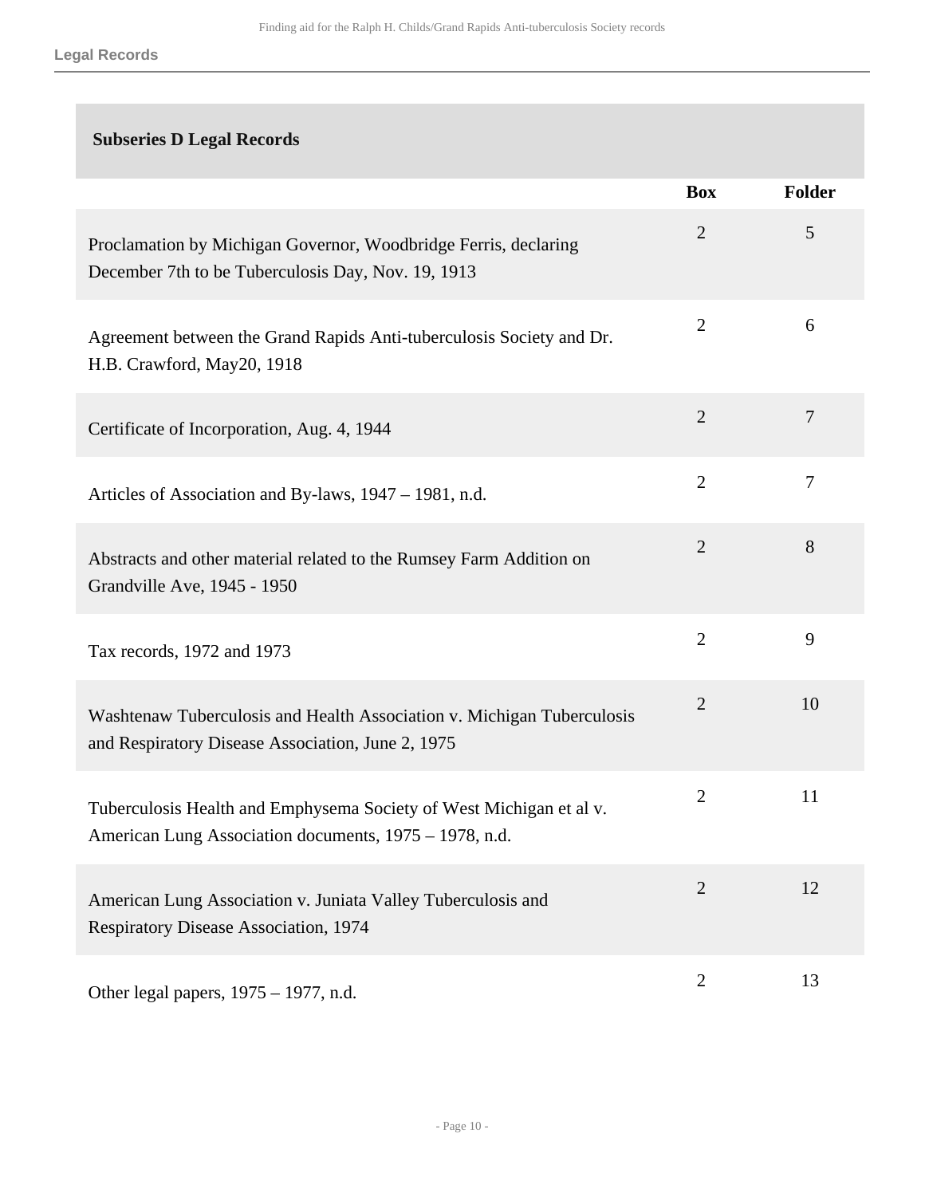### Subseries D Legal Records

| | Box | Folder |
|---|---|---|
| Proclamation by Michigan Governor, Woodbridge Ferris, declaring December 7th to be Tuberculosis Day, Nov. 19, 1913 | 2 | 5 |
| Agreement between the Grand Rapids Anti-tuberculosis Society and Dr. H.B. Crawford, May20, 1918 | 2 | 6 |
| Certificate of Incorporation, Aug. 4, 1944 | 2 | 7 |
| Articles of Association and By-laws, 1947 – 1981, n.d. | 2 | 7 |
| Abstracts and other material related to the Rumsey Farm Addition on Grandville Ave, 1945 - 1950 | 2 | 8 |
| Tax records, 1972 and 1973 | 2 | 9 |
| Washtenaw Tuberculosis and Health Association v. Michigan Tuberculosis and Respiratory Disease Association, June 2, 1975 | 2 | 10 |
| Tuberculosis Health and Emphysema Society of West Michigan et al v. American Lung Association documents, 1975 – 1978, n.d. | 2 | 11 |
| American Lung Association v. Juniata Valley Tuberculosis and Respiratory Disease Association, 1974 | 2 | 12 |
| Other legal papers, 1975 – 1977, n.d. | 2 | 13 |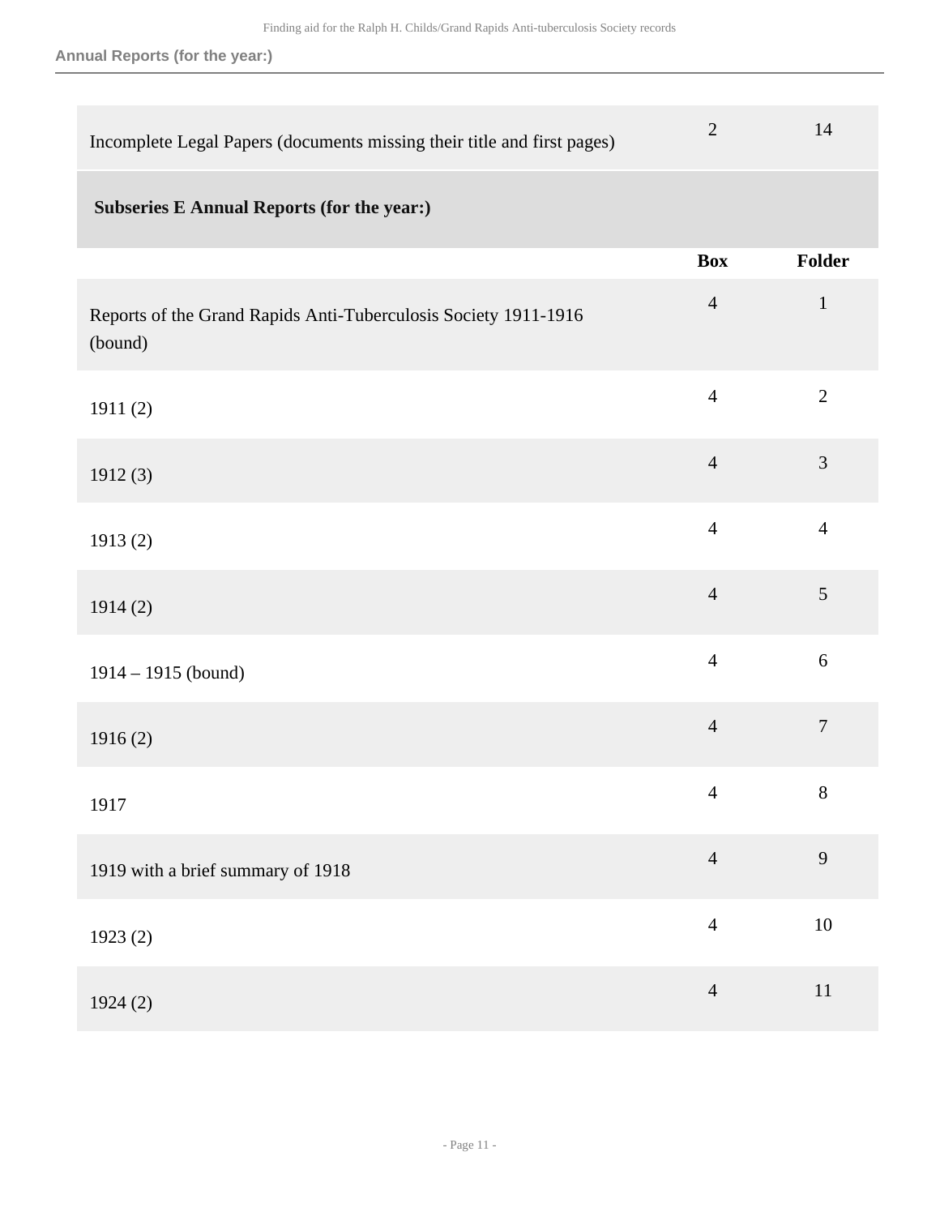| | Box | Folder |
|---|---|---|
| Incomplete Legal Papers (documents missing their title and first pages) | 2 | 14 |

**Subseries E Annual Reports (for the year:)**

| | Box | Folder |
|---|---|---|
| Reports of the Grand Rapids Anti-Tuberculosis Society 1911-1916 (bound) | 4 | 1 |
| 1911 (2) | 4 | 2 |
| 1912 (3) | 4 | 3 |
| 1913 (2) | 4 | 4 |
| 1914 (2) | 4 | 5 |
| 1914 – 1915 (bound) | 4 | 6 |
| 1916 (2) | 4 | 7 |
| 1917 | 4 | 8 |
| 1919 with a brief summary of 1918 | 4 | 9 |
| 1923 (2) | 4 | 10 |
| 1924 (2) | 4 | 11 |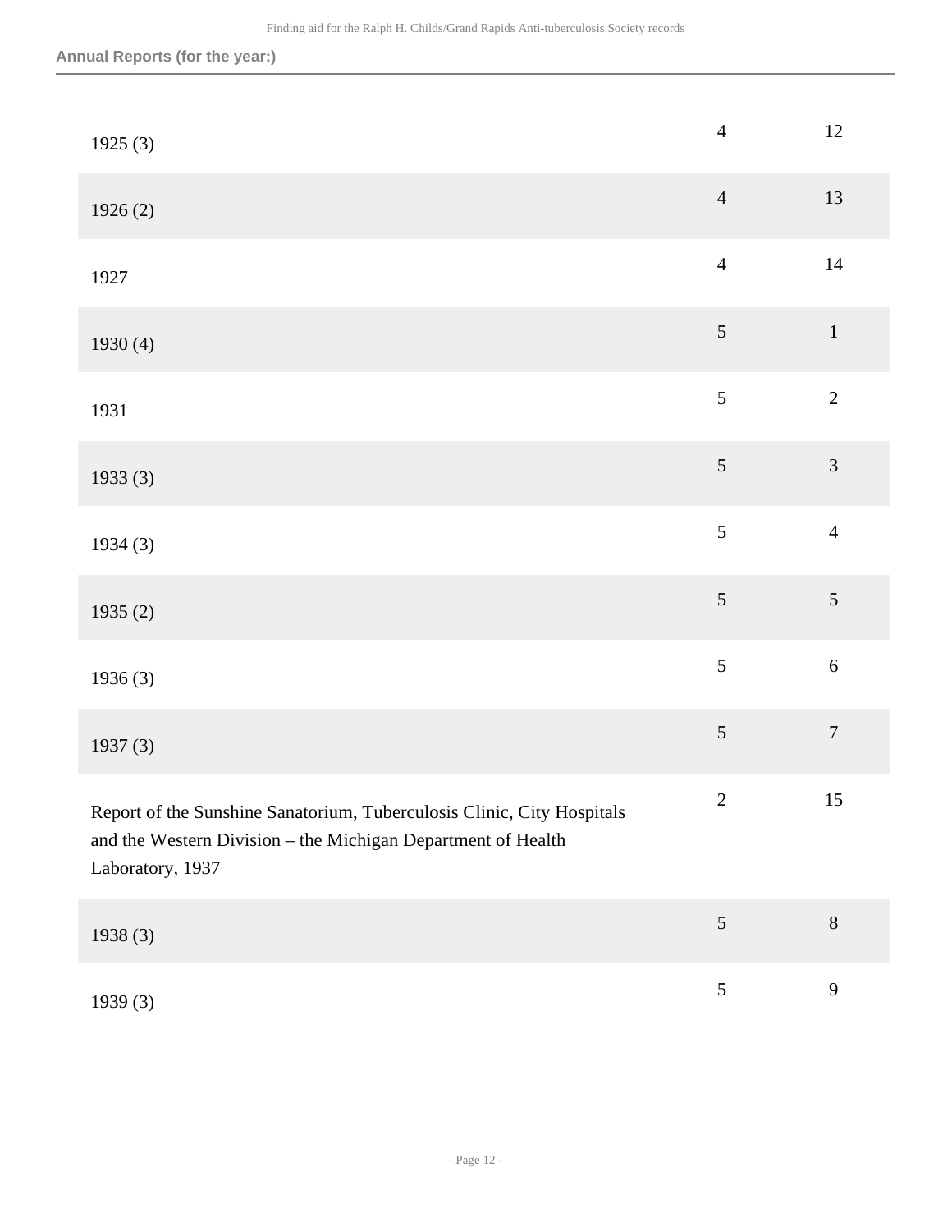**Annual Reports (for the year:)**

| | | |
|---|---|---|
| 1925 (3) | 4 | 12 |
| 1926 (2) | 4 | 13 |
| 1927 | 4 | 14 |
| 1930 (4) | 5 | 1 |
| 1931 | 5 | 2 |
| 1933 (3) | 5 | 3 |
| 1934 (3) | 5 | 4 |
| 1935 (2) | 5 | 5 |
| 1936 (3) | 5 | 6 |
| 1937 (3) | 5 | 7 |
| Report of the Sunshine Sanatorium, Tuberculosis Clinic, City Hospitals and the Western Division – the Michigan Department of Health Laboratory, 1937 | 2 | 15 |
| 1938 (3) | 5 | 8 |
| 1939 (3) | 5 | 9 |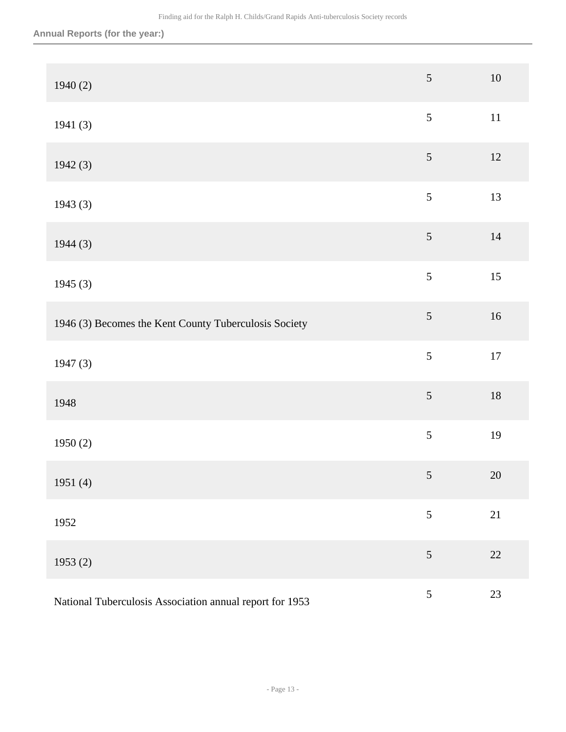Annual Reports (for the year:)

| | | |
|---|---|---|
| 1940 (2) | 5 | 10 |
| 1941 (3) | 5 | 11 |
| 1942 (3) | 5 | 12 |
| 1943 (3) | 5 | 13 |
| 1944 (3) | 5 | 14 |
| 1945 (3) | 5 | 15 |
| 1946 (3) Becomes the Kent County Tuberculosis Society | 5 | 16 |
| 1947 (3) | 5 | 17 |
| 1948 | 5 | 18 |
| 1950 (2) | 5 | 19 |
| 1951 (4) | 5 | 20 |
| 1952 | 5 | 21 |
| 1953 (2) | 5 | 22 |
| National Tuberculosis Association annual report for 1953 | 5 | 23 |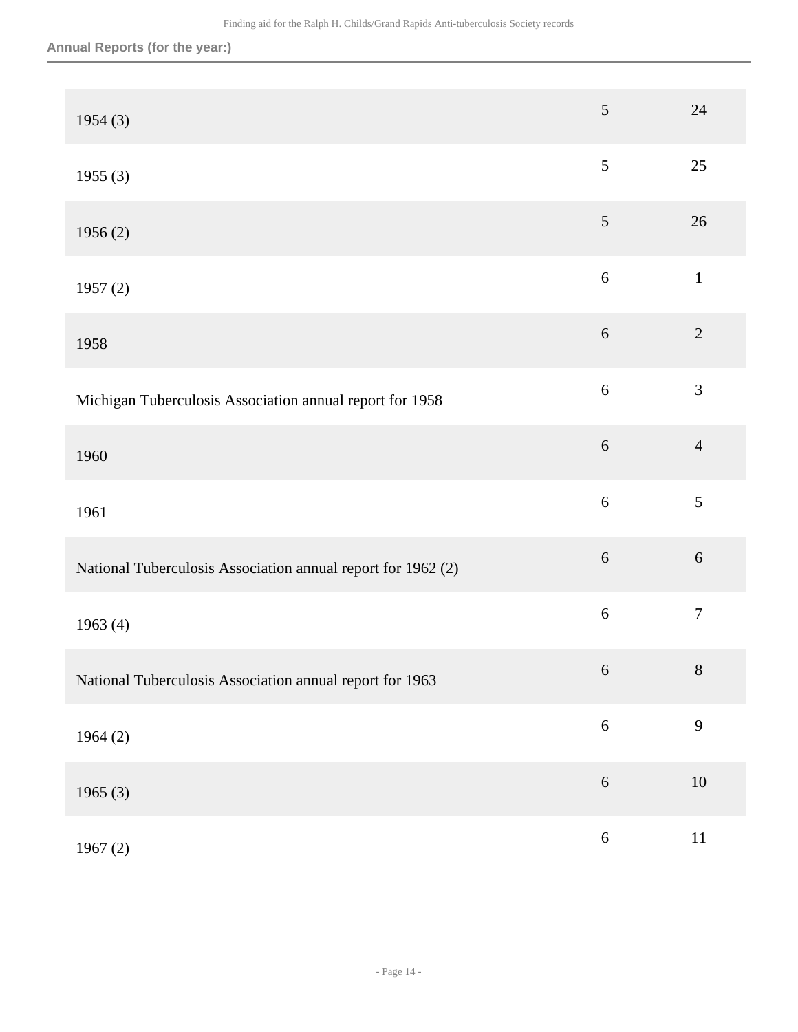**Annual Reports (for the year:)**

| | | |
|---|---|---|
| 1954 (3) | 5 | 24 |
| 1955 (3) | 5 | 25 |
| 1956 (2) | 5 | 26 |
| 1957 (2) | 6 | 1 |
| 1958 | 6 | 2 |
| Michigan Tuberculosis Association annual report for 1958 | 6 | 3 |
| 1960 | 6 | 4 |
| 1961 | 6 | 5 |
| National Tuberculosis Association annual report for 1962 (2) | 6 | 6 |
| 1963 (4) | 6 | 7 |
| National Tuberculosis Association annual report for 1963 | 6 | 8 |
| 1964 (2) | 6 | 9 |
| 1965 (3) | 6 | 10 |
| 1967 (2) | 6 | 11 |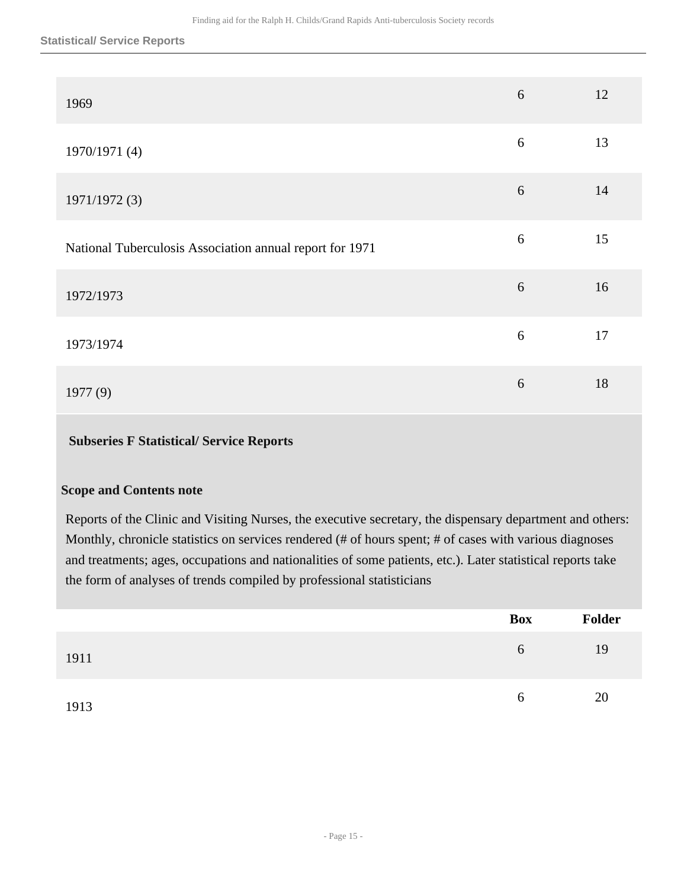| | Box | Folder |
|---|---|---|
| 1969 | 6 | 12 |
| 1970/1971 (4) | 6 | 13 |
| 1971/1972 (3) | 6 | 14 |
| National Tuberculosis Association annual report for 1971 | 6 | 15 |
| 1972/1973 | 6 | 16 |
| 1973/1974 | 6 | 17 |
| 1977 (9) | 6 | 18 |

### Subseries F Statistical/ Service Reports

**Scope and Contents note**

Reports of the Clinic and Visiting Nurses, the executive secretary, the dispensary department and others: Monthly, chronicle statistics on services rendered (# of hours spent; # of cases with various diagnoses and treatments; ages, occupations and nationalities of some patients, etc.). Later statistical reports take the form of analyses of trends compiled by professional statisticians

| | Box | Folder |
|---|---|---|
| 1911 | 6 | 19 |
| 1913 | 6 | 20 |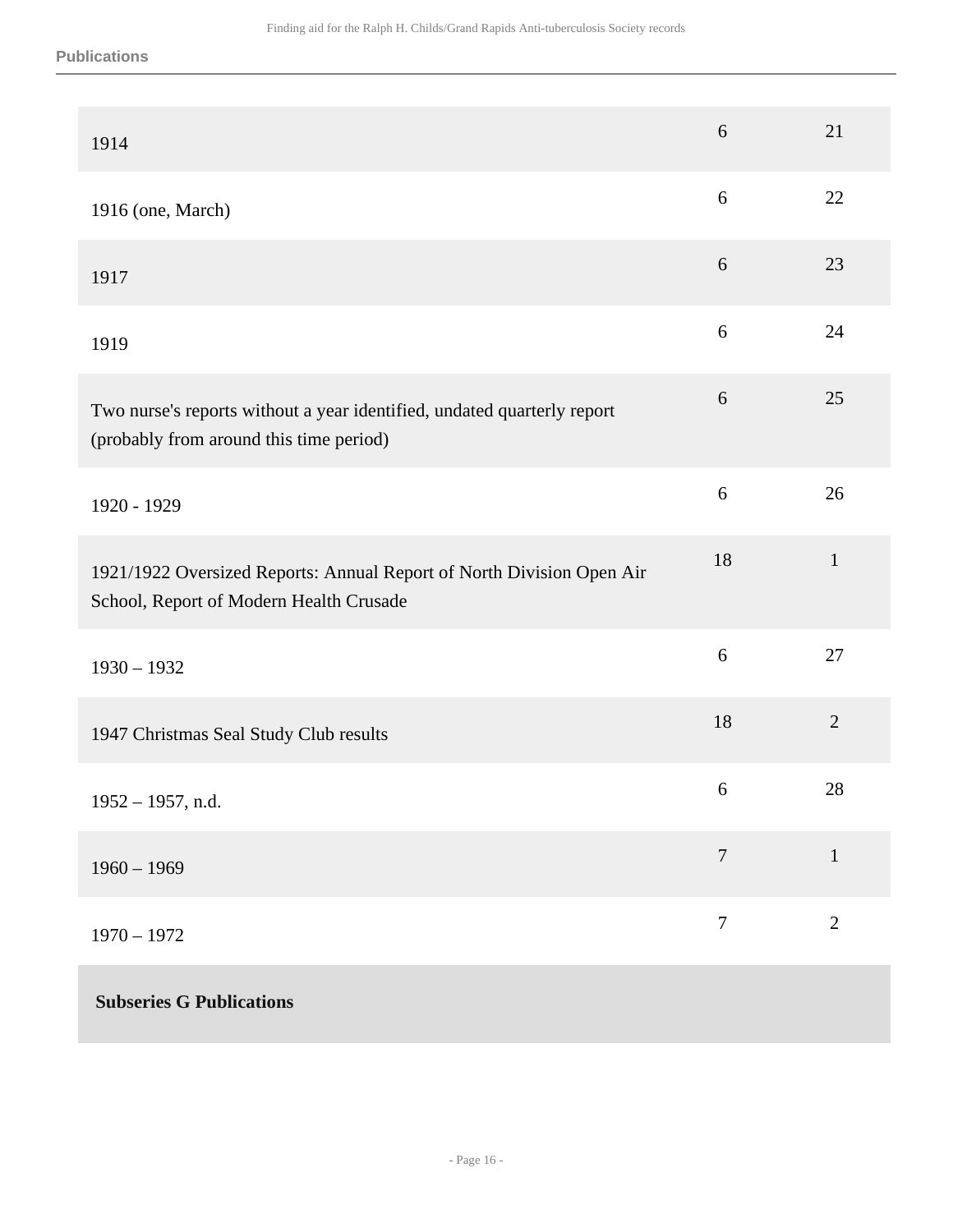**Publications**

| Description | Box | Folder |
| --- | --- | --- |
| 1914 | 6 | 21 |
| 1916 (one, March) | 6 | 22 |
| 1917 | 6 | 23 |
| 1919 | 6 | 24 |
| Two nurse's reports without a year identified, undated quarterly report (probably from around this time period) | 6 | 25 |
| 1920 - 1929 | 6 | 26 |
| 1921/1922 Oversized Reports: Annual Report of North Division Open Air School, Report of Modern Health Crusade | 18 | 1 |
| 1930 – 1932 | 6 | 27 |
| 1947 Christmas Seal Study Club results | 18 | 2 |
| 1952 – 1957, n.d. | 6 | 28 |
| 1960 – 1969 | 7 | 1 |
| 1970 – 1972 | 7 | 2 |
| **Subseries G Publications** | | |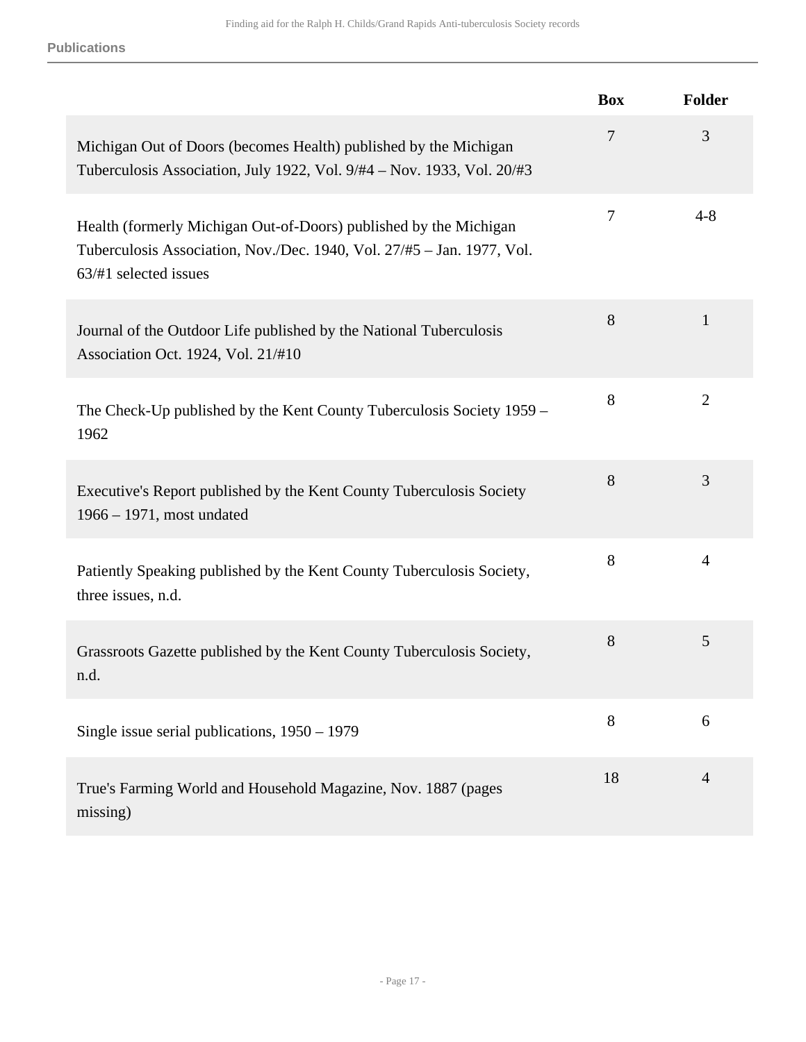| | Box | Folder |
|---|---|---|
| Michigan Out of Doors (becomes Health) published by the Michigan Tuberculosis Association, July 1922, Vol. 9/#4 – Nov. 1933, Vol. 20/#3 | 7 | 3 |
| Health (formerly Michigan Out-of-Doors) published by the Michigan Tuberculosis Association, Nov./Dec. 1940, Vol. 27/#5 – Jan. 1977, Vol. 63/#1 selected issues | 7 | 4-8 |
| Journal of the Outdoor Life published by the National Tuberculosis Association Oct. 1924, Vol. 21/#10 | 8 | 1 |
| The Check-Up published by the Kent County Tuberculosis Society 1959 – 1962 | 8 | 2 |
| Executive's Report published by the Kent County Tuberculosis Society 1966 – 1971, most undated | 8 | 3 |
| Patiently Speaking published by the Kent County Tuberculosis Society, three issues, n.d. | 8 | 4 |
| Grassroots Gazette published by the Kent County Tuberculosis Society, n.d. | 8 | 5 |
| Single issue serial publications, 1950 – 1979 | 8 | 6 |
| True's Farming World and Household Magazine, Nov. 1887 (pages missing) | 18 | 4 |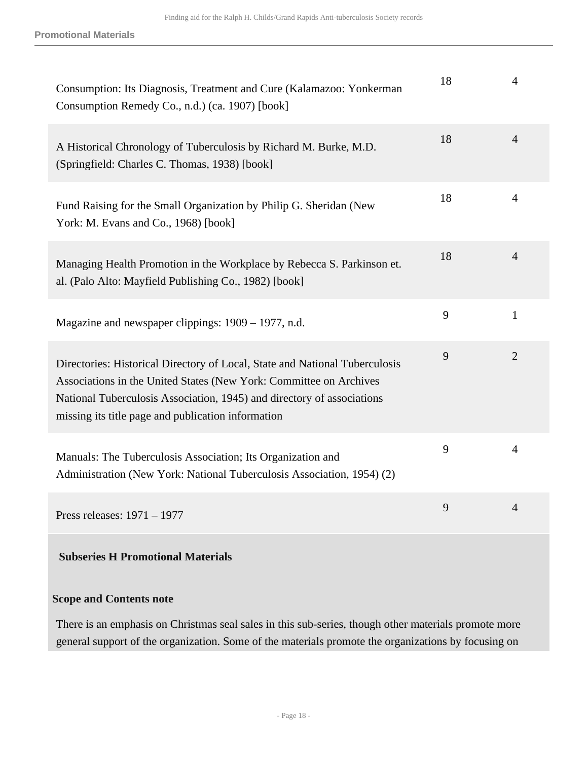| | | |
|---|---|---|
| Consumption: Its Diagnosis, Treatment and Cure (Kalamazoo: Yonkerman Consumption Remedy Co., n.d.) (ca. 1907) [book] | 18 | 4 |
| A Historical Chronology of Tuberculosis by Richard M. Burke, M.D. (Springfield: Charles C. Thomas, 1938) [book] | 18 | 4 |
| Fund Raising for the Small Organization by Philip G. Sheridan (New York: M. Evans and Co., 1968) [book] | 18 | 4 |
| Managing Health Promotion in the Workplace by Rebecca S. Parkinson et. al. (Palo Alto: Mayfield Publishing Co., 1982) [book] | 18 | 4 |
| Magazine and newspaper clippings: 1909 – 1977, n.d. | 9 | 1 |
| Directories: Historical Directory of Local, State and National Tuberculosis Associations in the United States (New York: Committee on Archives National Tuberculosis Association, 1945) and directory of associations missing its title page and publication information | 9 | 2 |
| Manuals: The Tuberculosis Association; Its Organization and Administration (New York: National Tuberculosis Association, 1954) (2) | 9 | 4 |
| Press releases: 1971 – 1977 | 9 | 4 |

**Subseries H Promotional Materials**

**Scope and Contents note**

There is an emphasis on Christmas seal sales in this sub-series, though other materials promote more general support of the organization. Some of the materials promote the organizations by focusing on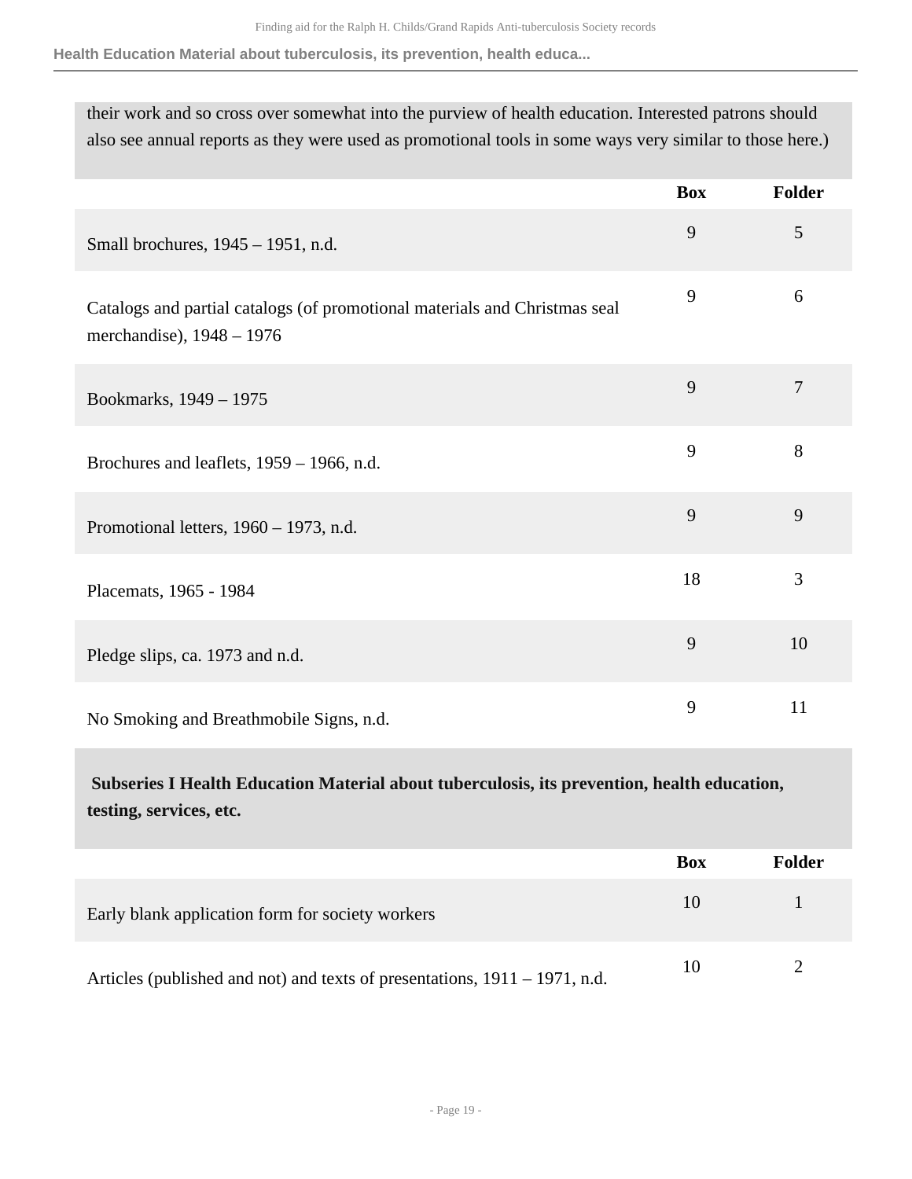their work and so cross over somewhat into the purview of health education. Interested patrons should also see annual reports as they were used as promotional tools in some ways very similar to those here.)

| | Box | Folder |
|---|---|---|
| Small brochures, 1945 – 1951, n.d. | 9 | 5 |
| Catalogs and partial catalogs (of promotional materials and Christmas seal merchandise), 1948 – 1976 | 9 | 6 |
| Bookmarks, 1949 – 1975 | 9 | 7 |
| Brochures and leaflets, 1959 – 1966, n.d. | 9 | 8 |
| Promotional letters, 1960 – 1973, n.d. | 9 | 9 |
| Placemats, 1965 - 1984 | 18 | 3 |
| Pledge slips, ca. 1973 and n.d. | 9 | 10 |
| No Smoking and Breathmobile Signs, n.d. | 9 | 11 |

**Subseries I Health Education Material about tuberculosis, its prevention, health education, testing, services, etc.**

| | Box | Folder |
|---|---|---|
| Early blank application form for society workers | 10 | 1 |
| Articles (published and not) and texts of presentations, 1911 – 1971, n.d. | 10 | 2 |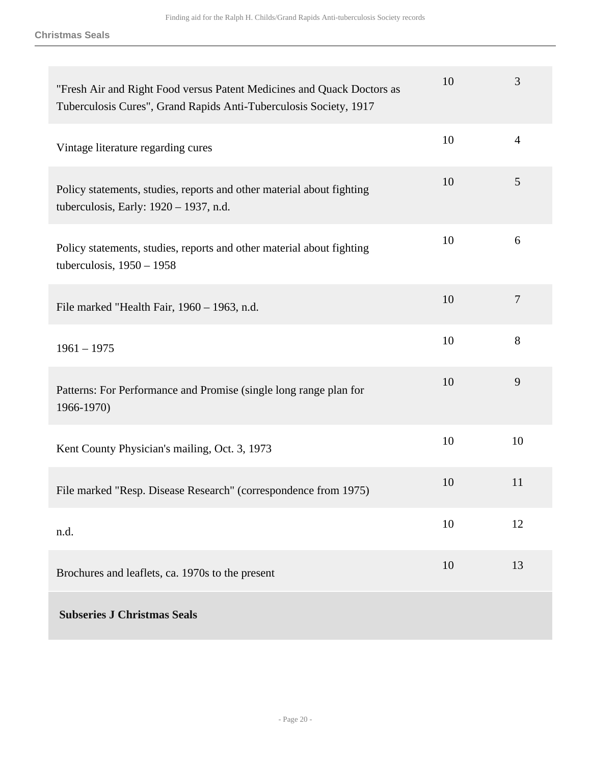| | | |
|---|---|---|
| "Fresh Air and Right Food versus Patent Medicines and Quack Doctors as Tuberculosis Cures", Grand Rapids Anti-Tuberculosis Society, 1917 | 10 | 3 |
| Vintage literature regarding cures | 10 | 4 |
| Policy statements, studies, reports and other material about fighting tuberculosis, Early: 1920 – 1937, n.d. | 10 | 5 |
| Policy statements, studies, reports and other material about fighting tuberculosis, 1950 – 1958 | 10 | 6 |
| File marked "Health Fair, 1960 – 1963, n.d. | 10 | 7 |
| 1961 – 1975 | 10 | 8 |
| Patterns: For Performance and Promise (single long range plan for 1966-1970) | 10 | 9 |
| Kent County Physician's mailing, Oct. 3, 1973 | 10 | 10 |
| File marked "Resp. Disease Research" (correspondence from 1975) | 10 | 11 |
| n.d. | 10 | 12 |
| Brochures and leaflets, ca. 1970s to the present | 10 | 13 |

**Subseries J Christmas Seals**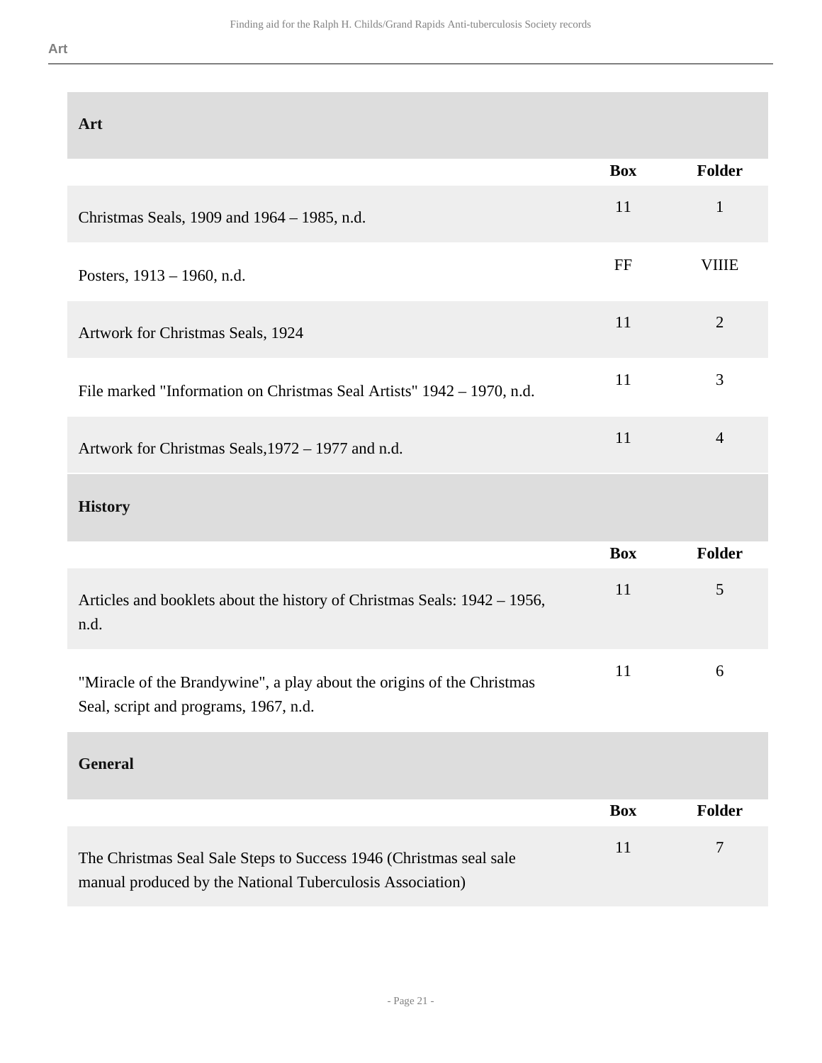## Art

| | Box | Folder |
|---|---|---|
| Christmas Seals, 1909 and 1964 – 1985, n.d. | 11 | 1 |
| Posters, 1913 – 1960, n.d. | FF | VIIIE |
| Artwork for Christmas Seals, 1924 | 11 | 2 |
| File marked "Information on Christmas Seal Artists" 1942 – 1970, n.d. | 11 | 3 |
| Artwork for Christmas Seals,1972 – 1977 and n.d. | 11 | 4 |

## History

| | Box | Folder |
|---|---|---|
| Articles and booklets about the history of Christmas Seals: 1942 – 1956, n.d. | 11 | 5 |
| "Miracle of the Brandywine", a play about the origins of the Christmas Seal, script and programs, 1967, n.d. | 11 | 6 |

## General

| | Box | Folder |
|---|---|---|
| The Christmas Seal Sale Steps to Success 1946 (Christmas seal sale manual produced by the National Tuberculosis Association) | 11 | 7 |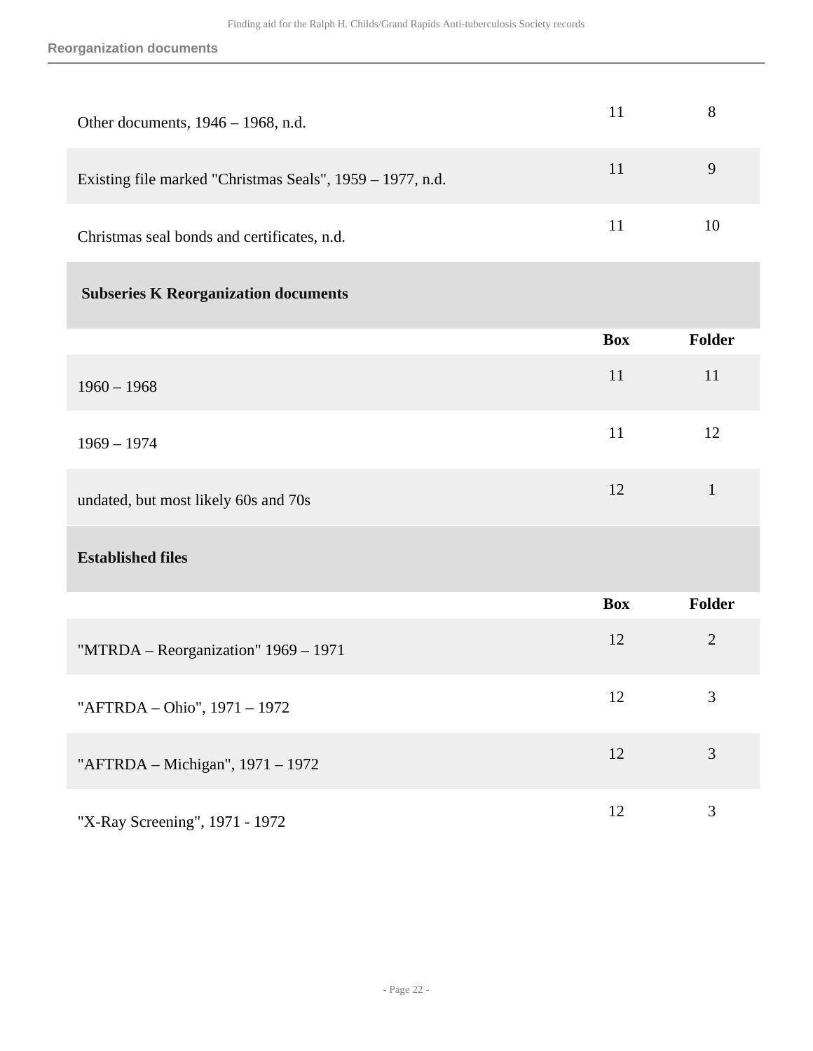| | Box | Folder |
|---|---|---|
| Other documents, 1946 – 1968, n.d. | 11 | 8 |
| Existing file marked "Christmas Seals", 1959 – 1977, n.d. | 11 | 9 |
| Christmas seal bonds and certificates, n.d. | 11 | 10 |

## Subseries K Reorganization documents

| | Box | Folder |
|---|---|---|
| 1960 – 1968 | 11 | 11 |
| 1969 – 1974 | 11 | 12 |
| undated, but most likely 60s and 70s | 12 | 1 |

### Established files

| | Box | Folder |
|---|---|---|
| "MTRDA – Reorganization" 1969 – 1971 | 12 | 2 |
| "AFTRDA – Ohio", 1971 – 1972 | 12 | 3 |
| "AFTRDA – Michigan", 1971 – 1972 | 12 | 3 |
| "X-Ray Screening", 1971 - 1972 | 12 | 3 |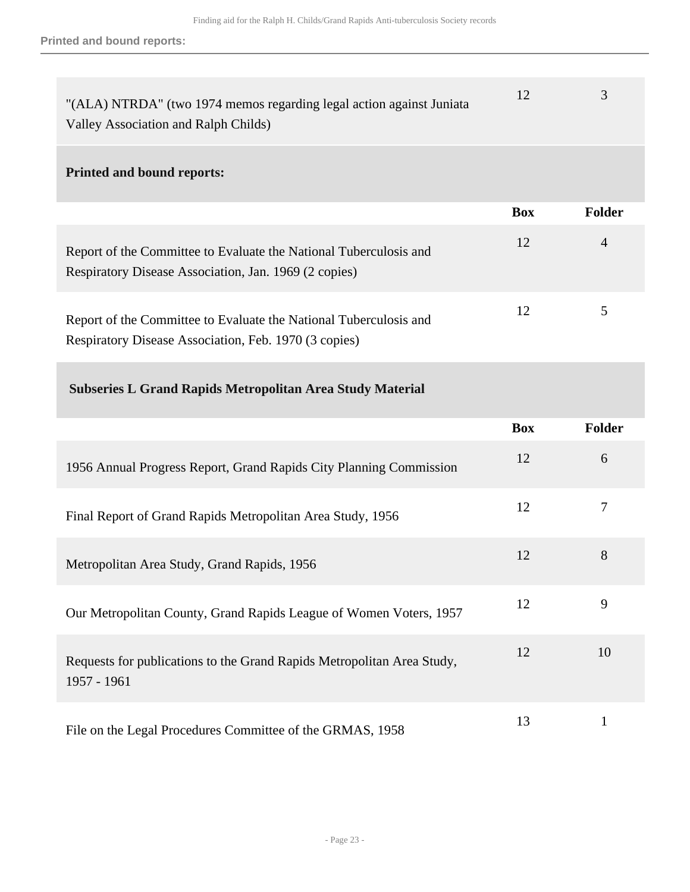| | Box | Folder |
|---|---|---|
| "(ALA) NTRDA" (two 1974 memos regarding legal action against Juniata Valley Association and Ralph Childs) | 12 | 3 |

**Printed and bound reports:**

| | Box | Folder |
|---|---|---|
| Report of the Committee to Evaluate the National Tuberculosis and Respiratory Disease Association, Jan. 1969 (2 copies) | 12 | 4 |
| Report of the Committee to Evaluate the National Tuberculosis and Respiratory Disease Association, Feb. 1970 (3 copies) | 12 | 5 |

**Subseries L Grand Rapids Metropolitan Area Study Material**

| | Box | Folder |
|---|---|---|
| 1956 Annual Progress Report, Grand Rapids City Planning Commission | 12 | 6 |
| Final Report of Grand Rapids Metropolitan Area Study, 1956 | 12 | 7 |
| Metropolitan Area Study, Grand Rapids, 1956 | 12 | 8 |
| Our Metropolitan County, Grand Rapids League of Women Voters, 1957 | 12 | 9 |
| Requests for publications to the Grand Rapids Metropolitan Area Study, 1957 - 1961 | 12 | 10 |
| File on the Legal Procedures Committee of the GRMAS, 1958 | 13 | 1 |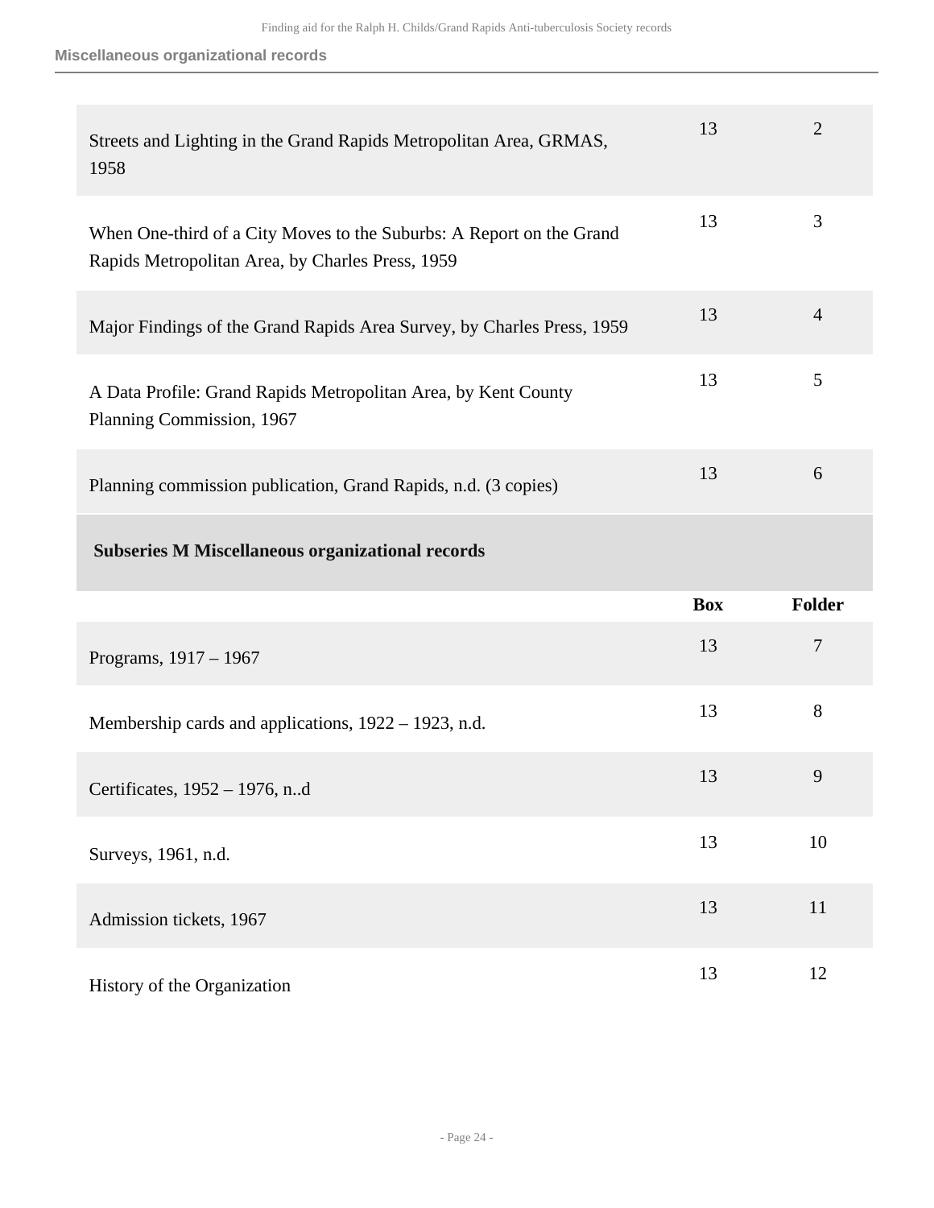| | | |
|---|---|---|
| Streets and Lighting in the Grand Rapids Metropolitan Area, GRMAS, 1958 | 13 | 2 |
| When One-third of a City Moves to the Suburbs: A Report on the Grand Rapids Metropolitan Area, by Charles Press, 1959 | 13 | 3 |
| Major Findings of the Grand Rapids Area Survey, by Charles Press, 1959 | 13 | 4 |
| A Data Profile: Grand Rapids Metropolitan Area, by Kent County Planning Commission, 1967 | 13 | 5 |
| Planning commission publication, Grand Rapids, n.d. (3 copies) | 13 | 6 |

### Subseries M Miscellaneous organizational records

| | Box | Folder |
|---|---|---|
| Programs, 1917 – 1967 | 13 | 7 |
| Membership cards and applications, 1922 – 1923, n.d. | 13 | 8 |
| Certificates, 1952 – 1976, n..d | 13 | 9 |
| Surveys, 1961, n.d. | 13 | 10 |
| Admission tickets, 1967 | 13 | 11 |
| History of the Organization | 13 | 12 |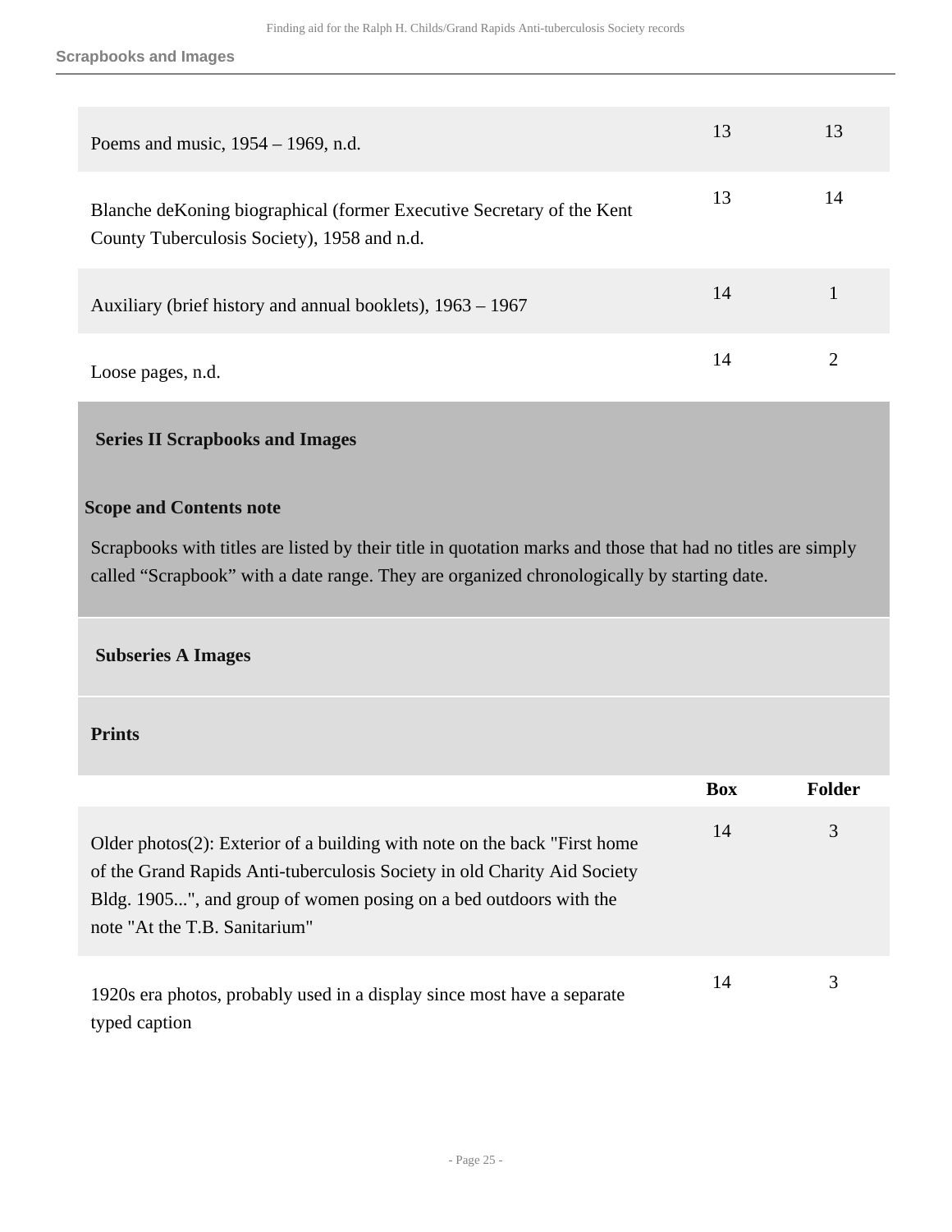| | Box | Folder |
|---|---|---|
| Poems and music, 1954 – 1969, n.d. | 13 | 13 |
| Blanche deKoning biographical (former Executive Secretary of the Kent County Tuberculosis Society), 1958 and n.d. | 13 | 14 |
| Auxiliary (brief history and annual booklets), 1963 – 1967 | 14 | 1 |
| Loose pages, n.d. | 14 | 2 |

## Series II Scrapbooks and Images

**Scope and Contents note**

Scrapbooks with titles are listed by their title in quotation marks and those that had no titles are simply called "Scrapbook" with a date range. They are organized chronologically by starting date.

### Subseries A Images

#### Prints

| | Box | Folder |
|---|---|---|
| Older photos(2): Exterior of a building with note on the back "First home of the Grand Rapids Anti-tuberculosis Society in old Charity Aid Society Bldg. 1905...", and group of women posing on a bed outdoors with the note "At the T.B. Sanitarium" | 14 | 3 |
| 1920s era photos, probably used in a display since most have a separate typed caption | 14 | 3 |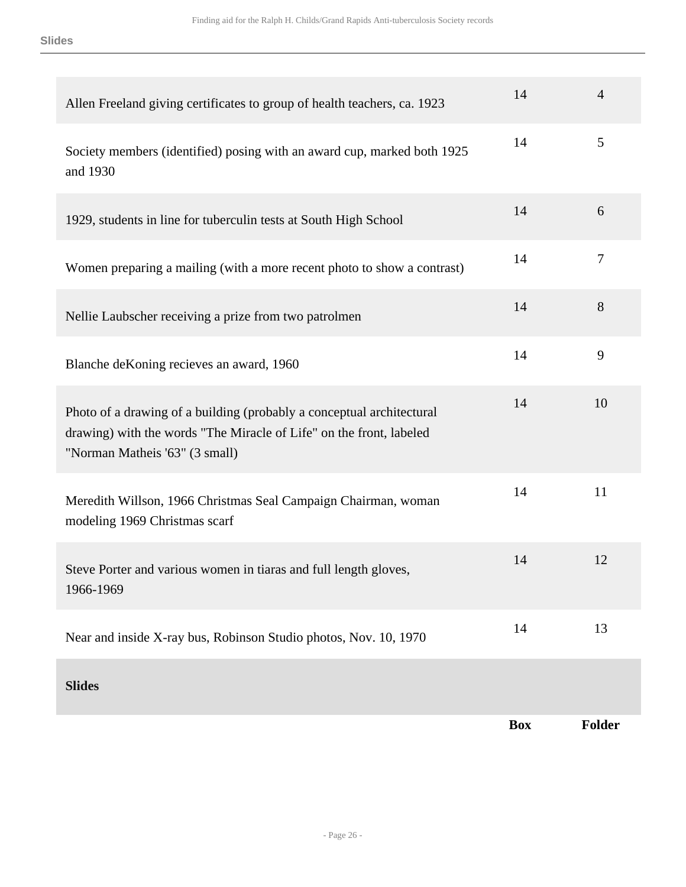| | Box | Folder |
|---|---|---|
| Allen Freeland giving certificates to group of health teachers, ca. 1923 | 14 | 4 |
| Society members (identified) posing with an award cup, marked both 1925 and 1930 | 14 | 5 |
| 1929, students in line for tuberculin tests at South High School | 14 | 6 |
| Women preparing a mailing (with a more recent photo to show a contrast) | 14 | 7 |
| Nellie Laubscher receiving a prize from two patrolmen | 14 | 8 |
| Blanche deKoning recieves an award, 1960 | 14 | 9 |
| Photo of a drawing of a building (probably a conceptual architectural drawing) with the words "The Miracle of Life" on the front, labeled "Norman Matheis '63" (3 small) | 14 | 10 |
| Meredith Willson, 1966 Christmas Seal Campaign Chairman, woman modeling 1969 Christmas scarf | 14 | 11 |
| Steve Porter and various women in tiaras and full length gloves, 1966-1969 | 14 | 12 |
| Near and inside X-ray bus, Robinson Studio photos, Nov. 10, 1970 | 14 | 13 |

**Slides**

| | Box | Folder |
|---|---|---|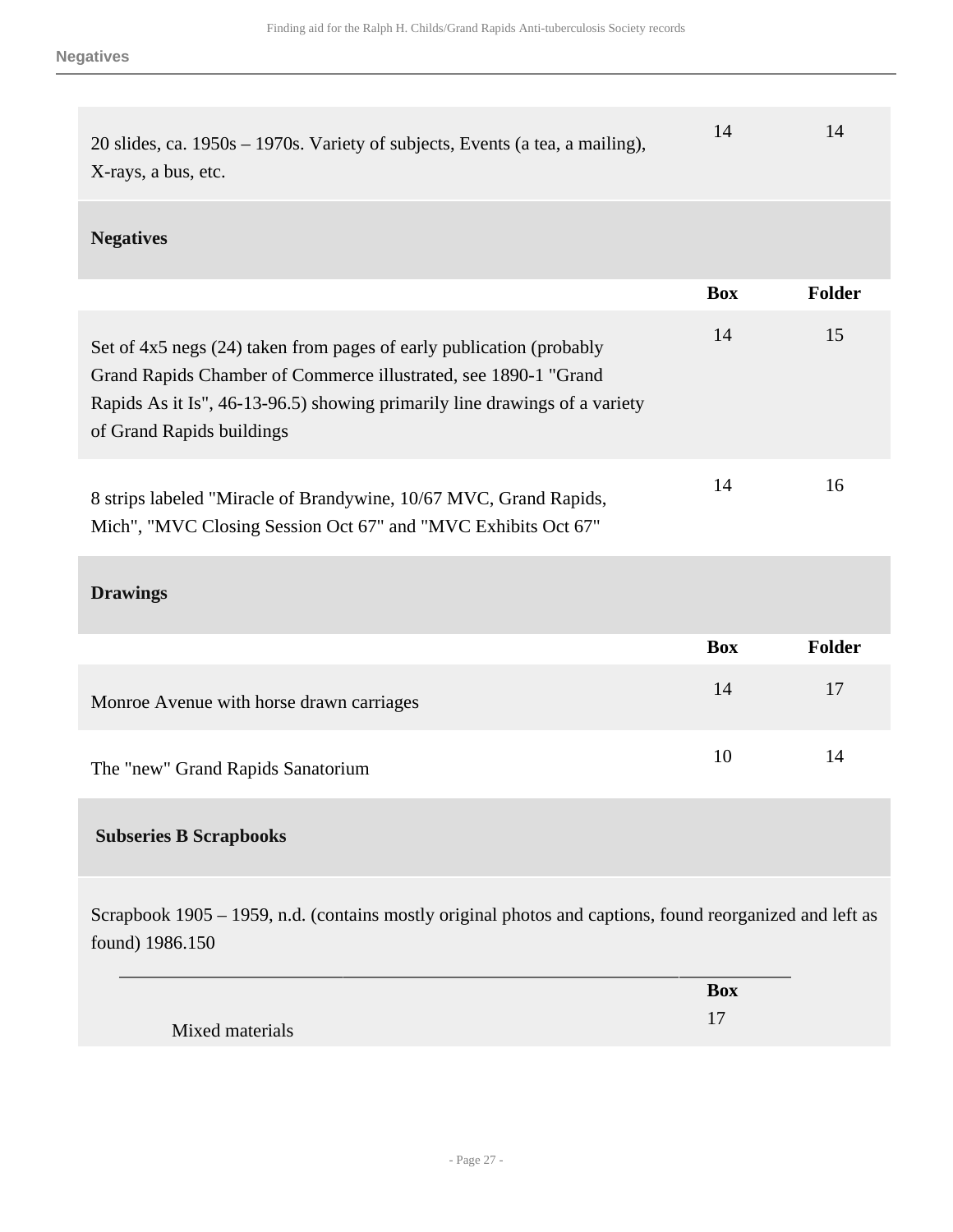| | Box | Folder |
|---|---|---|
| 20 slides, ca. 1950s – 1970s. Variety of subjects, Events (a tea, a mailing), X-rays, a bus, etc. | 14 | 14 |

### Negatives

| | Box | Folder |
|---|---|---|
| Set of 4x5 negs (24) taken from pages of early publication (probably Grand Rapids Chamber of Commerce illustrated, see 1890-1 "Grand Rapids As it Is", 46-13-96.5) showing primarily line drawings of a variety of Grand Rapids buildings | 14 | 15 |
| 8 strips labeled "Miracle of Brandywine, 10/67 MVC, Grand Rapids, Mich", "MVC Closing Session Oct 67" and "MVC Exhibits Oct 67" | 14 | 16 |

### Drawings

| | Box | Folder |
|---|---|---|
| Monroe Avenue with horse drawn carriages | 14 | 17 |
| The "new" Grand Rapids Sanatorium | 10 | 14 |

### Subseries B Scrapbooks

Scrapbook 1905 – 1959, n.d. (contains mostly original photos and captions, found reorganized and left as found) 1986.150

| | Box |
|---|---|
| Mixed materials | 17 |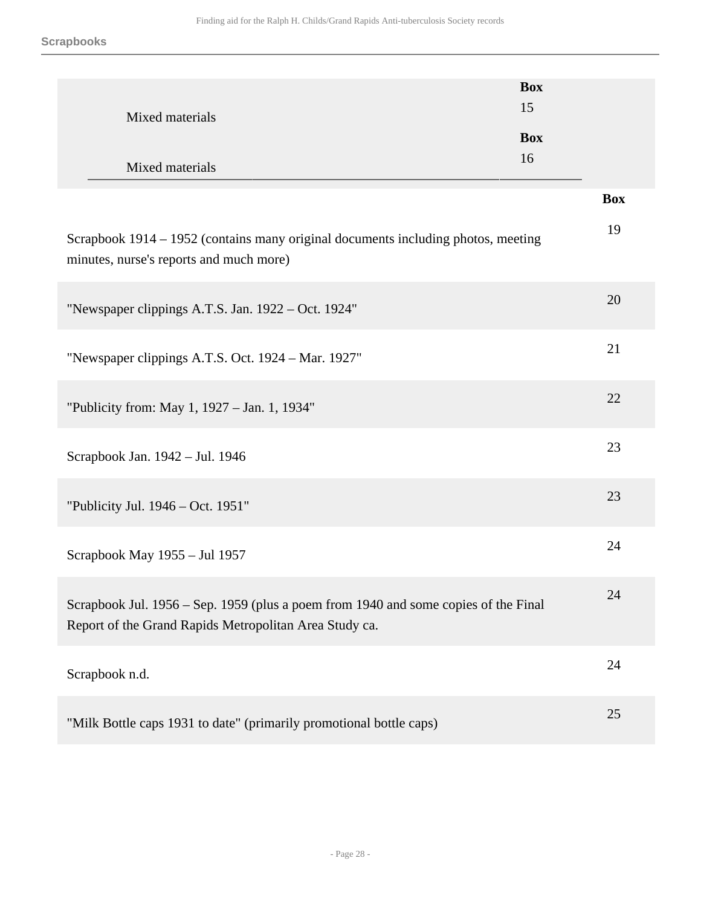| | Box |
|---|---|
| Mixed materials | 15 |
| Mixed materials | 16 |

| | Box |
|---|---|
| Scrapbook 1914 – 1952 (contains many original documents including photos, meeting minutes, nurse's reports and much more) | 19 |
| "Newspaper clippings A.T.S. Jan. 1922 – Oct. 1924" | 20 |
| "Newspaper clippings A.T.S. Oct. 1924 – Mar. 1927" | 21 |
| "Publicity from: May 1, 1927 – Jan. 1, 1934" | 22 |
| Scrapbook Jan. 1942 – Jul. 1946 | 23 |
| "Publicity Jul. 1946 – Oct. 1951" | 23 |
| Scrapbook May 1955 – Jul 1957 | 24 |
| Scrapbook Jul. 1956 – Sep. 1959 (plus a poem from 1940 and some copies of the Final Report of the Grand Rapids Metropolitan Area Study ca. | 24 |
| Scrapbook n.d. | 24 |
| "Milk Bottle caps 1931 to date" (primarily promotional bottle caps) | 25 |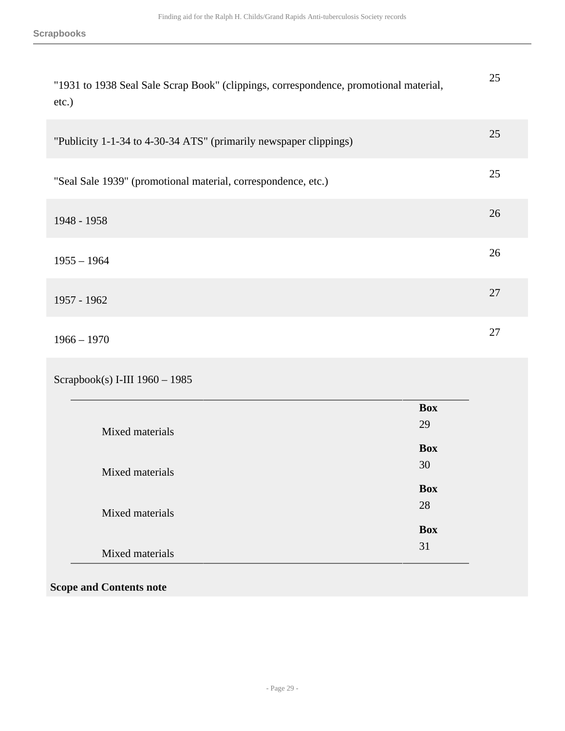**Scrapbooks**

| | |
|---|---|
| "1931 to 1938 Seal Sale Scrap Book" (clippings, correspondence, promotional material, etc.) | 25 |
| "Publicity 1-1-34 to 4-30-34 ATS" (primarily newspaper clippings) | 25 |
| "Seal Sale 1939" (promotional material, correspondence, etc.) | 25 |
| 1948 - 1958 | 26 |
| 1955 – 1964 | 26 |
| 1957 - 1962 | 27 |
| 1966 – 1970 | 27 |

Scrapbook(s) I-III 1960 – 1985

| | |
|---|---|
| Mixed materials | **Box** 29 |
| Mixed materials | **Box** 30 |
| Mixed materials | **Box** 28 |
| Mixed materials | **Box** 31 |

**Scope and Contents note**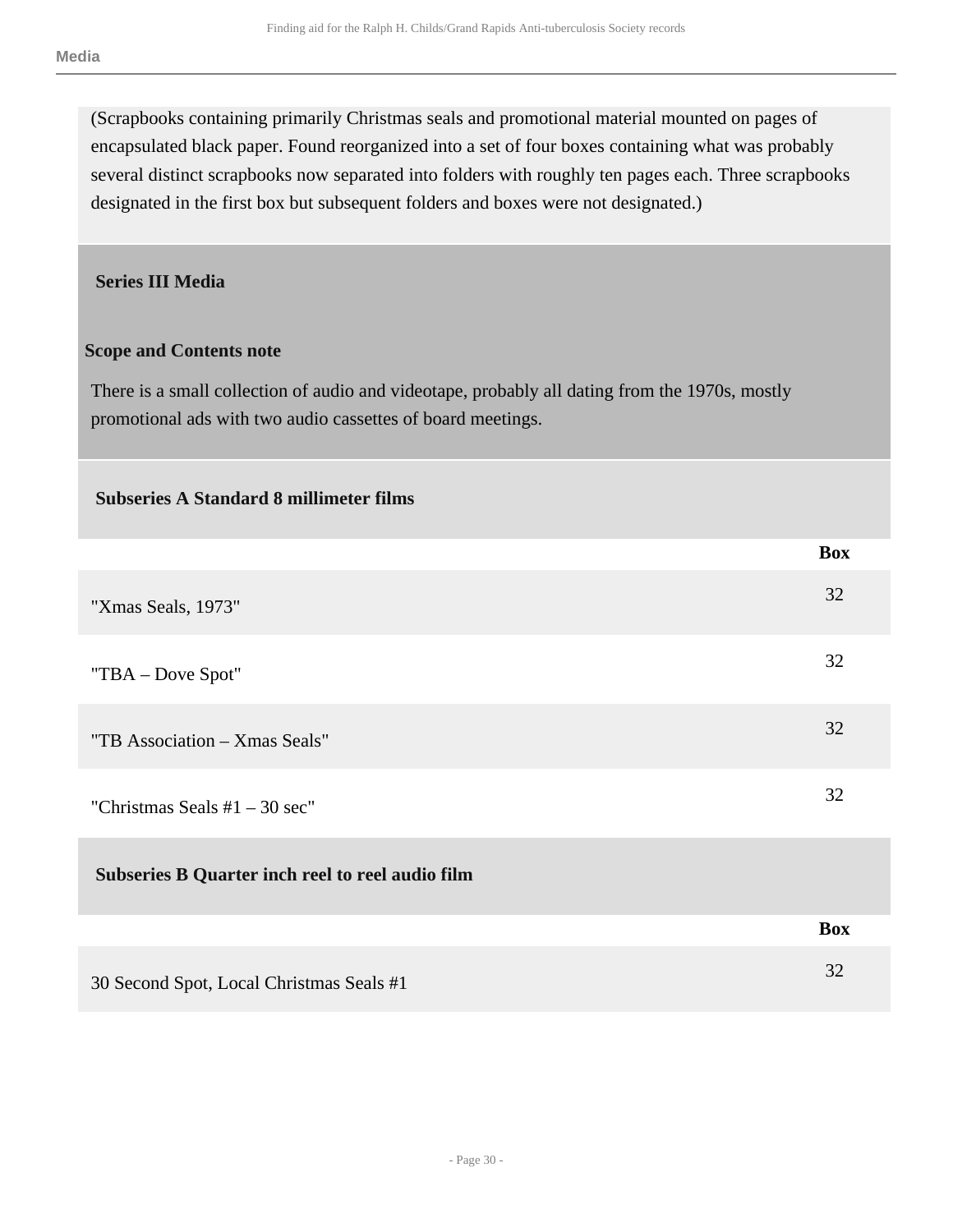(Scrapbooks containing primarily Christmas seals and promotional material mounted on pages of encapsulated black paper. Found reorganized into a set of four boxes containing what was probably several distinct scrapbooks now separated into folders with roughly ten pages each. Three scrapbooks designated in the first box but subsequent folders and boxes were not designated.)

## Series III Media

### Scope and Contents note

There is a small collection of audio and videotape, probably all dating from the 1970s, mostly promotional ads with two audio cassettes of board meetings.

### Subseries A Standard 8 millimeter films

| | Box |
|---|---|
| "Xmas Seals, 1973" | 32 |
| "TBA – Dove Spot" | 32 |
| "TB Association – Xmas Seals" | 32 |
| "Christmas Seals #1 – 30 sec" | 32 |

### Subseries B Quarter inch reel to reel audio film

| | Box |
|---|---|
| 30 Second Spot, Local Christmas Seals #1 | 32 |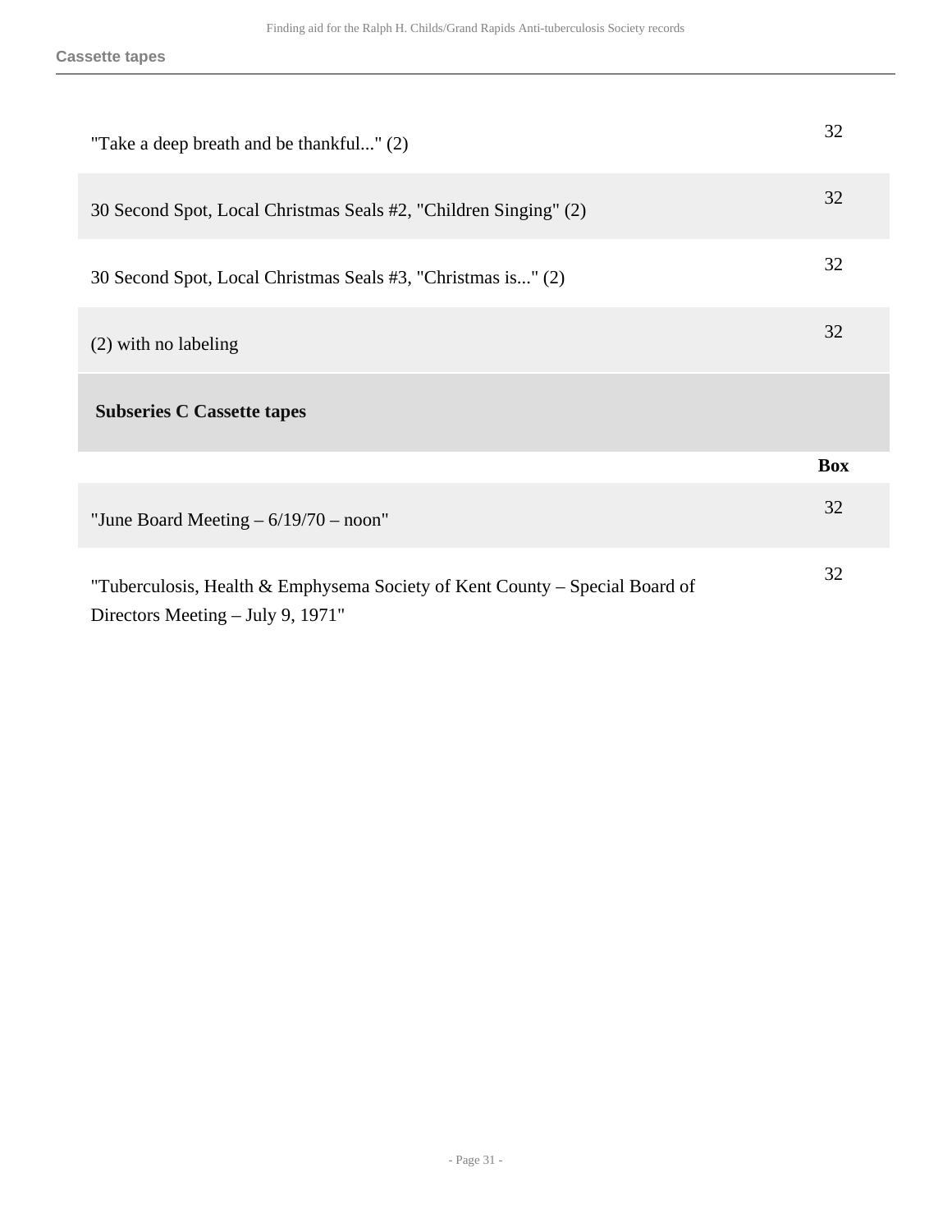| | |
|---|---|
| "Take a deep breath and be thankful..." (2) | 32 |
| 30 Second Spot, Local Christmas Seals #2, "Children Singing" (2) | 32 |
| 30 Second Spot, Local Christmas Seals #3, "Christmas is..." (2) | 32 |
| (2) with no labeling | 32 |

### Subseries C Cassette tapes

| | Box |
|---|---|
| "June Board Meeting – 6/19/70 – noon" | 32 |
| "Tuberculosis, Health & Emphysema Society of Kent County – Special Board of Directors Meeting – July 9, 1971" | 32 |